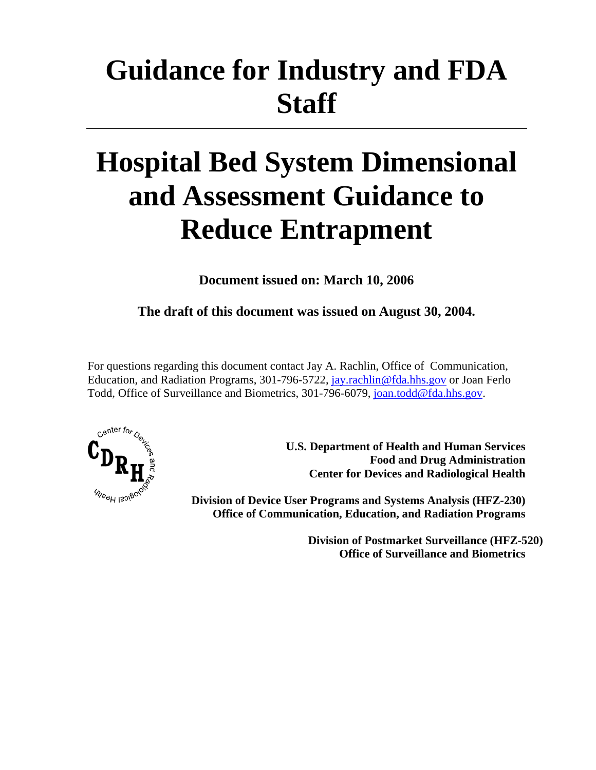# Guidance for Industry and FDA Staff

# Hospital Bed System Dimensional and Assessment Guidance to Reduce Entrapment

**Document issued on: March 10, 2006**

**The draft of this document was issued on August 30, 2004.**

For questions regarding this document contact Jay A. Rachlin, Office of Communication, Education, and Radiation Programs, 301-796-5722, jay.rachlin@fda.hhs.gov or Joan Ferlo Todd, Office of Surveillance and Biometrics, 301-796-6079, joan.todd@fda.hhs.gov.

**U.S. Department of Health and Human Services**
**Food and Drug Administration**
**Center for Devices and Radiological Health**

**Division of Device User Programs and Systems Analysis (HFZ-230)**
**Office of Communication, Education, and Radiation Programs**

**Division of Postmarket Surveillance (HFZ-520)**
**Office of Surveillance and Biometrics**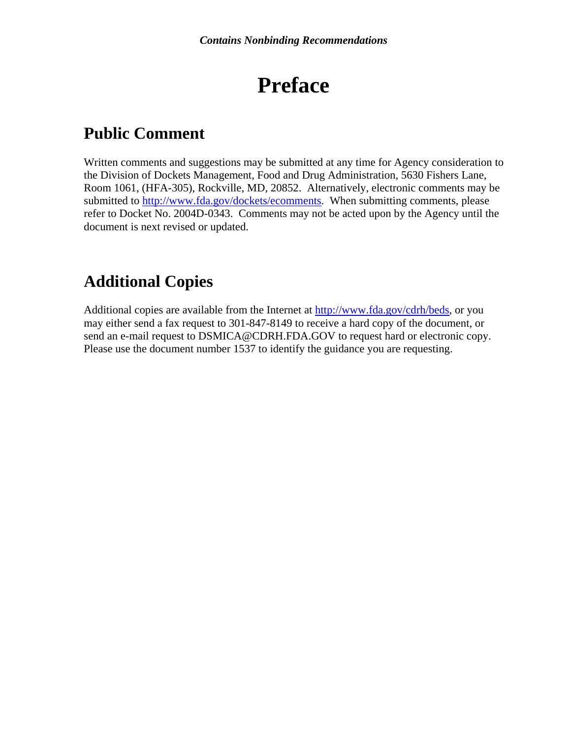# Preface

## Public Comment

Written comments and suggestions may be submitted at any time for Agency consideration to the Division of Dockets Management, Food and Drug Administration, 5630 Fishers Lane, Room 1061, (HFA-305), Rockville, MD, 20852. Alternatively, electronic comments may be submitted to http://www.fda.gov/dockets/ecomments. When submitting comments, please refer to Docket No. 2004D-0343. Comments may not be acted upon by the Agency until the document is next revised or updated.

## Additional Copies

Additional copies are available from the Internet at http://www.fda.gov/cdrh/beds, or you may either send a fax request to 301-847-8149 to receive a hard copy of the document, or send an e-mail request to DSMICA@CDRH.FDA.GOV to request hard or electronic copy. Please use the document number 1537 to identify the guidance you are requesting.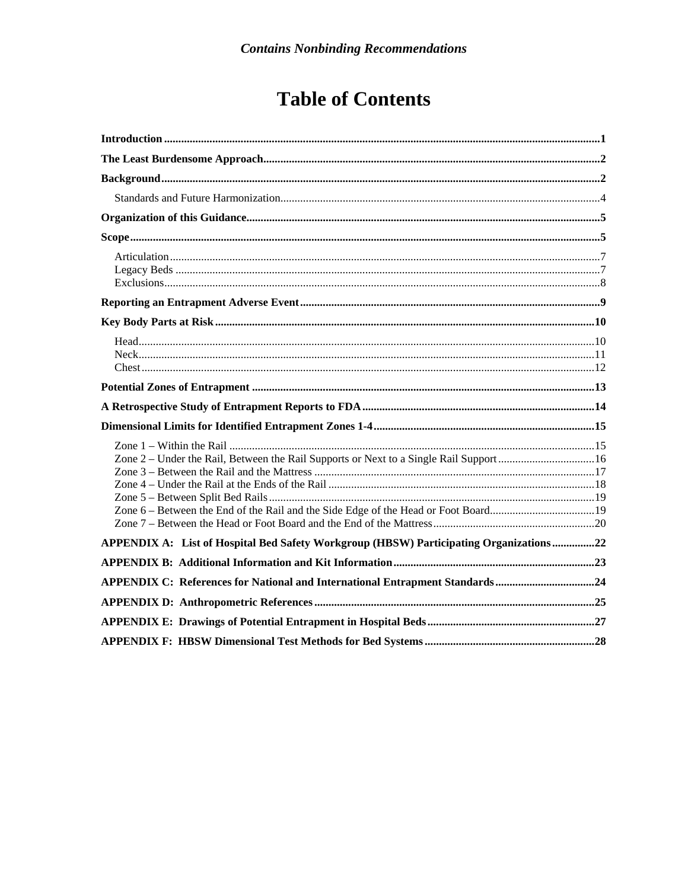*Contains Nonbinding Recommendations*

# Table of Contents

**Introduction** ........................................................................................................................................1

**The Least Burdensome Approach**......................................................................................................2

**Background**.........................................................................................................................................2

Standards and Future Harmonization................................................................................................4

**Organization of this Guidance**...........................................................................................................5

**Scope**....................................................................................................................................................5

Articulation.......................................................................................................................................7
Legacy Beds ......................................................................................................................................7
Exclusions.........................................................................................................................................8

**Reporting an Entrapment Adverse Event**.........................................................................................9

**Key Body Parts at Risk**.....................................................................................................................10

Head................................................................................................................................................10
Neck................................................................................................................................................11
Chest...............................................................................................................................................12

**Potential Zones of Entrapment** ........................................................................................................13

**A Retrospective Study of Entrapment Reports to FDA**.................................................................14

**Dimensional Limits for Identified Entrapment Zones 1-4**.............................................................15

Zone 1 – Within the Rail ................................................................................................................15
Zone 2 – Under the Rail, Between the Rail Supports or Next to a Single Rail Support..................16
Zone 3 – Between the Rail and the Mattress ..................................................................................17
Zone 4 – Under the Rail at the Ends of the Rail .............................................................................18
Zone 5 – Between Split Bed Rails...................................................................................................19
Zone 6 – Between the End of the Rail and the Side Edge of the Head or Foot Board.....................19
Zone 7 – Between the Head or Foot Board and the End of the Mattress.........................................20

**APPENDIX A: List of Hospital Bed Safety Workgroup (HBSW) Participating Organizations**...............22

**APPENDIX B: Additional Information and Kit Information**.......................................................23

**APPENDIX C: References for National and International Entrapment Standards**...................24

**APPENDIX D: Anthropometric References**...................................................................................25

**APPENDIX E: Drawings of Potential Entrapment in Hospital Beds**...........................................27

**APPENDIX F: HBSW Dimensional Test Methods for Bed Systems**............................................28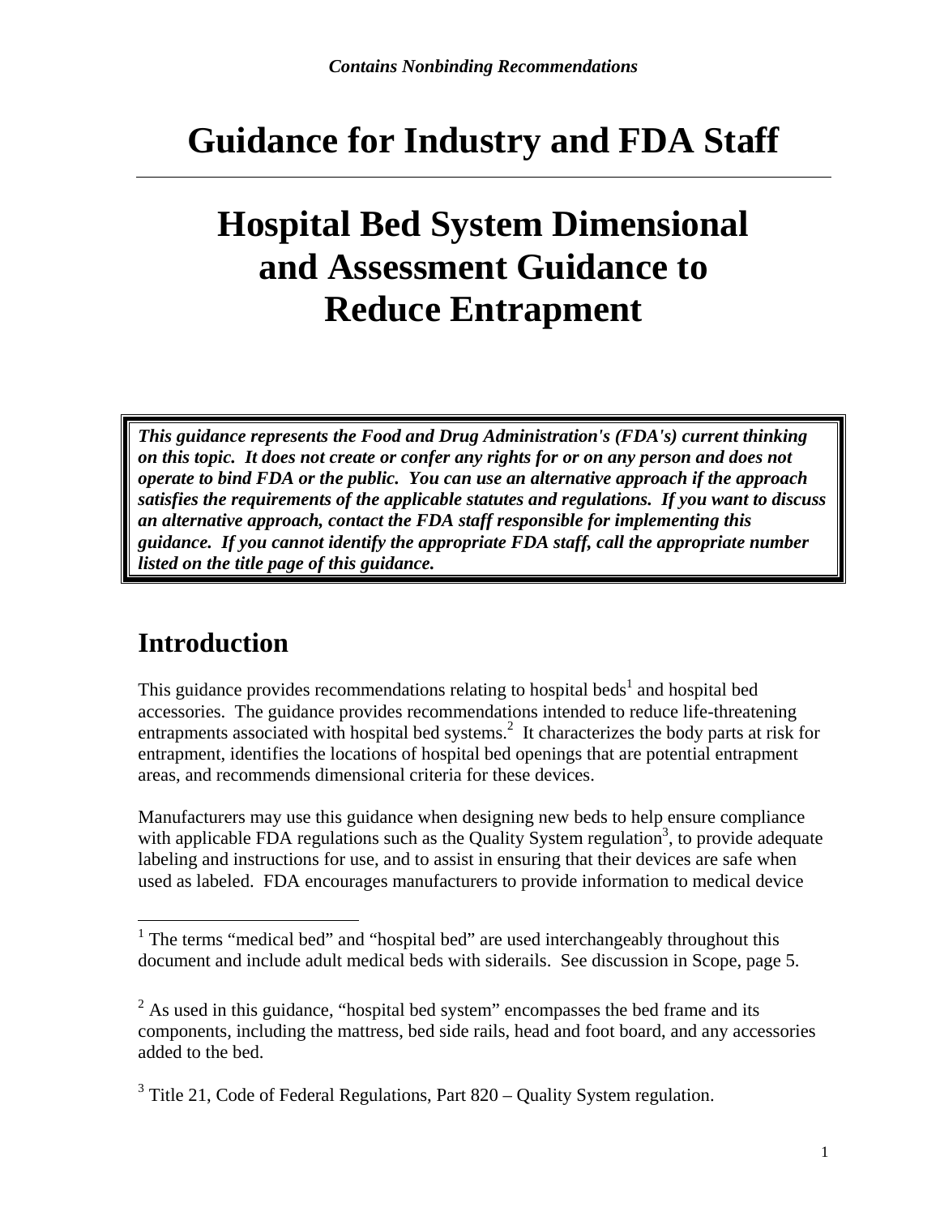*Contains Nonbinding Recommendations*

# Guidance for Industry and FDA Staff

# Hospital Bed System Dimensional and Assessment Guidance to Reduce Entrapment

***This guidance represents the Food and Drug Administration's (FDA's) current thinking on this topic. It does not create or confer any rights for or on any person and does not operate to bind FDA or the public. You can use an alternative approach if the approach satisfies the requirements of the applicable statutes and regulations. If you want to discuss an alternative approach, contact the FDA staff responsible for implementing this guidance. If you cannot identify the appropriate FDA staff, call the appropriate number listed on the title page of this guidance.***

## Introduction

This guidance provides recommendations relating to hospital beds[1] and hospital bed accessories. The guidance provides recommendations intended to reduce life-threatening entrapments associated with hospital bed systems.[2] It characterizes the body parts at risk for entrapment, identifies the locations of hospital bed openings that are potential entrapment areas, and recommends dimensional criteria for these devices.

Manufacturers may use this guidance when designing new beds to help ensure compliance with applicable FDA regulations such as the Quality System regulation[3], to provide adequate labeling and instructions for use, and to assist in ensuring that their devices are safe when used as labeled. FDA encourages manufacturers to provide information to medical device

---

[1] The terms "medical bed" and "hospital bed" are used interchangeably throughout this document and include adult medical beds with siderails. See discussion in Scope, page 5.

[2] As used in this guidance, "hospital bed system" encompasses the bed frame and its components, including the mattress, bed side rails, head and foot board, and any accessories added to the bed.

[3] Title 21, Code of Federal Regulations, Part 820 – Quality System regulation.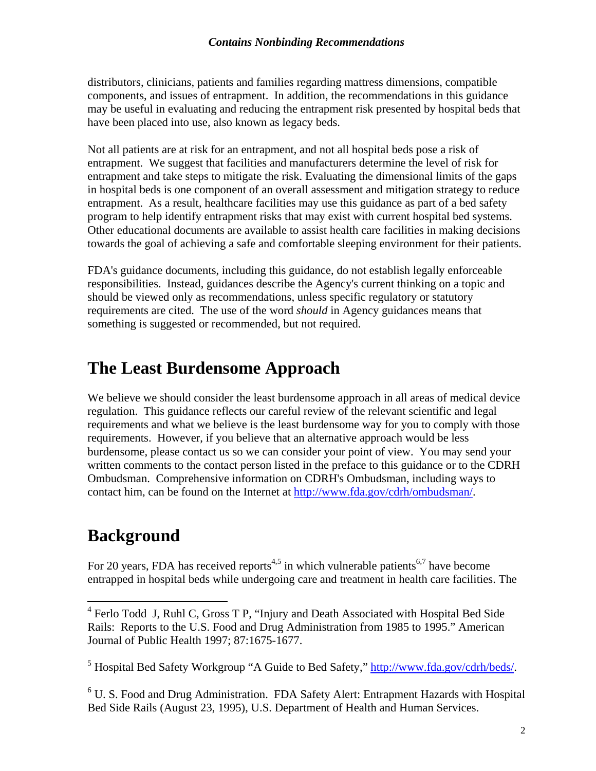distributors, clinicians, patients and families regarding mattress dimensions, compatible components, and issues of entrapment. In addition, the recommendations in this guidance may be useful in evaluating and reducing the entrapment risk presented by hospital beds that have been placed into use, also known as legacy beds.

Not all patients are at risk for an entrapment, and not all hospital beds pose a risk of entrapment. We suggest that facilities and manufacturers determine the level of risk for entrapment and take steps to mitigate the risk. Evaluating the dimensional limits of the gaps in hospital beds is one component of an overall assessment and mitigation strategy to reduce entrapment. As a result, healthcare facilities may use this guidance as part of a bed safety program to help identify entrapment risks that may exist with current hospital bed systems. Other educational documents are available to assist health care facilities in making decisions towards the goal of achieving a safe and comfortable sleeping environment for their patients.

FDA's guidance documents, including this guidance, do not establish legally enforceable responsibilities. Instead, guidances describe the Agency's current thinking on a topic and should be viewed only as recommendations, unless specific regulatory or statutory requirements are cited. The use of the word *should* in Agency guidances means that something is suggested or recommended, but not required.

# The Least Burdensome Approach

We believe we should consider the least burdensome approach in all areas of medical device regulation. This guidance reflects our careful review of the relevant scientific and legal requirements and what we believe is the least burdensome way for you to comply with those requirements. However, if you believe that an alternative approach would be less burdensome, please contact us so we can consider your point of view. You may send your written comments to the contact person listed in the preface to this guidance or to the CDRH Ombudsman. Comprehensive information on CDRH's Ombudsman, including ways to contact him, can be found on the Internet at http://www.fda.gov/cdrh/ombudsman/.

# Background

For 20 years, FDA has received reports[4,5] in which vulnerable patients[6,7] have become entrapped in hospital beds while undergoing care and treatment in health care facilities. The

---

[4] Ferlo Todd J, Ruhl C, Gross T P, "Injury and Death Associated with Hospital Bed Side Rails: Reports to the U.S. Food and Drug Administration from 1985 to 1995." American Journal of Public Health 1997; 87:1675-1677.

[5] Hospital Bed Safety Workgroup "A Guide to Bed Safety," http://www.fda.gov/cdrh/beds/.

[6] U. S. Food and Drug Administration. FDA Safety Alert: Entrapment Hazards with Hospital Bed Side Rails (August 23, 1995), U.S. Department of Health and Human Services.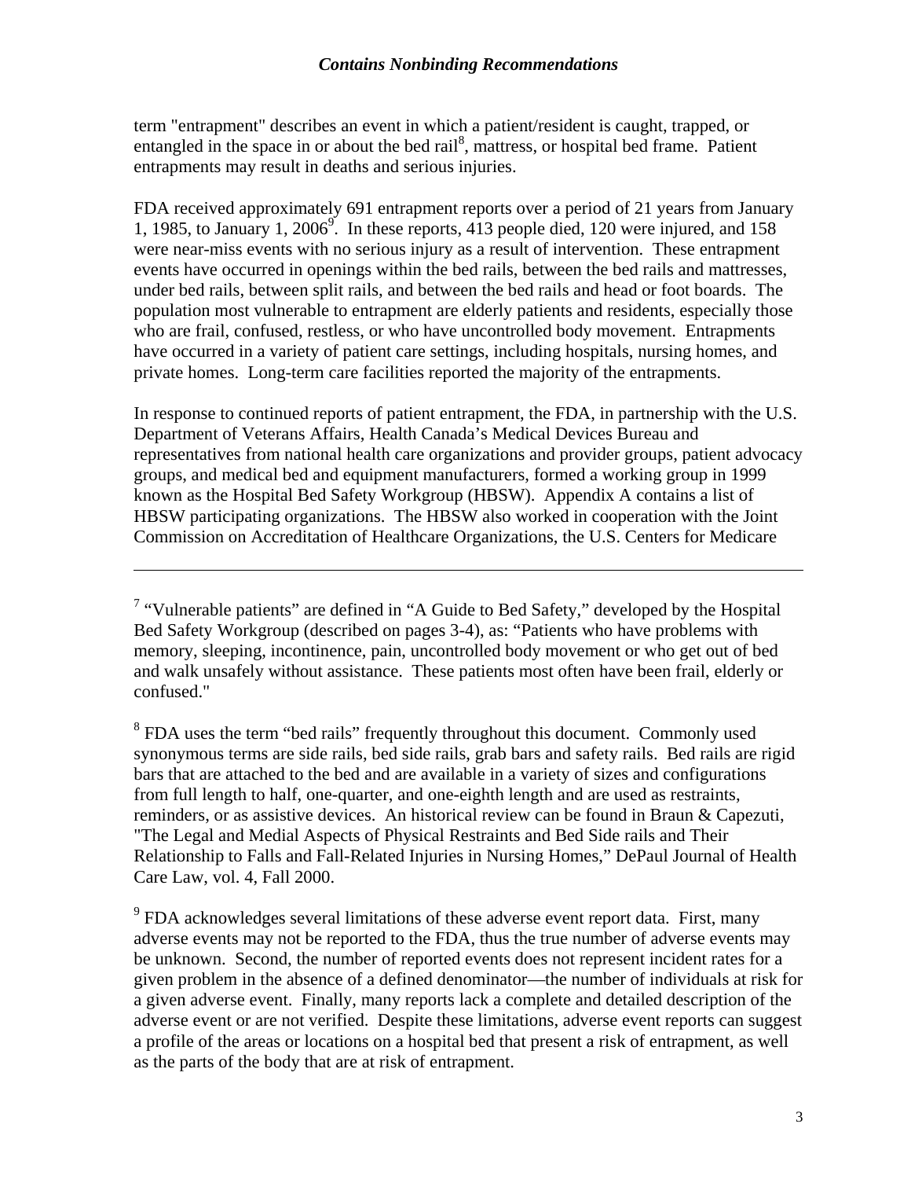term "entrapment" describes an event in which a patient/resident is caught, trapped, or entangled in the space in or about the bed rail[8], mattress, or hospital bed frame. Patient entrapments may result in deaths and serious injuries.

FDA received approximately 691 entrapment reports over a period of 21 years from January 1, 1985, to January 1, 2006[9]. In these reports, 413 people died, 120 were injured, and 158 were near-miss events with no serious injury as a result of intervention. These entrapment events have occurred in openings within the bed rails, between the bed rails and mattresses, under bed rails, between split rails, and between the bed rails and head or foot boards. The population most vulnerable to entrapment are elderly patients and residents, especially those who are frail, confused, restless, or who have uncontrolled body movement. Entrapments have occurred in a variety of patient care settings, including hospitals, nursing homes, and private homes. Long-term care facilities reported the majority of the entrapments.

In response to continued reports of patient entrapment, the FDA, in partnership with the U.S. Department of Veterans Affairs, Health Canada's Medical Devices Bureau and representatives from national health care organizations and provider groups, patient advocacy groups, and medical bed and equipment manufacturers, formed a working group in 1999 known as the Hospital Bed Safety Workgroup (HBSW). Appendix A contains a list of HBSW participating organizations. The HBSW also worked in cooperation with the Joint Commission on Accreditation of Healthcare Organizations, the U.S. Centers for Medicare

---

[7] "Vulnerable patients" are defined in "A Guide to Bed Safety," developed by the Hospital Bed Safety Workgroup (described on pages 3-4), as: "Patients who have problems with memory, sleeping, incontinence, pain, uncontrolled body movement or who get out of bed and walk unsafely without assistance. These patients most often have been frail, elderly or confused."

[8] FDA uses the term "bed rails" frequently throughout this document. Commonly used synonymous terms are side rails, bed side rails, grab bars and safety rails. Bed rails are rigid bars that are attached to the bed and are available in a variety of sizes and configurations from full length to half, one-quarter, and one-eighth length and are used as restraints, reminders, or as assistive devices. An historical review can be found in Braun & Capezuti, "The Legal and Medial Aspects of Physical Restraints and Bed Side rails and Their Relationship to Falls and Fall-Related Injuries in Nursing Homes," DePaul Journal of Health Care Law, vol. 4, Fall 2000.

[9] FDA acknowledges several limitations of these adverse event report data. First, many adverse events may not be reported to the FDA, thus the true number of adverse events may be unknown. Second, the number of reported events does not represent incident rates for a given problem in the absence of a defined denominator—the number of individuals at risk for a given adverse event. Finally, many reports lack a complete and detailed description of the adverse event or are not verified. Despite these limitations, adverse event reports can suggest a profile of the areas or locations on a hospital bed that present a risk of entrapment, as well as the parts of the body that are at risk of entrapment.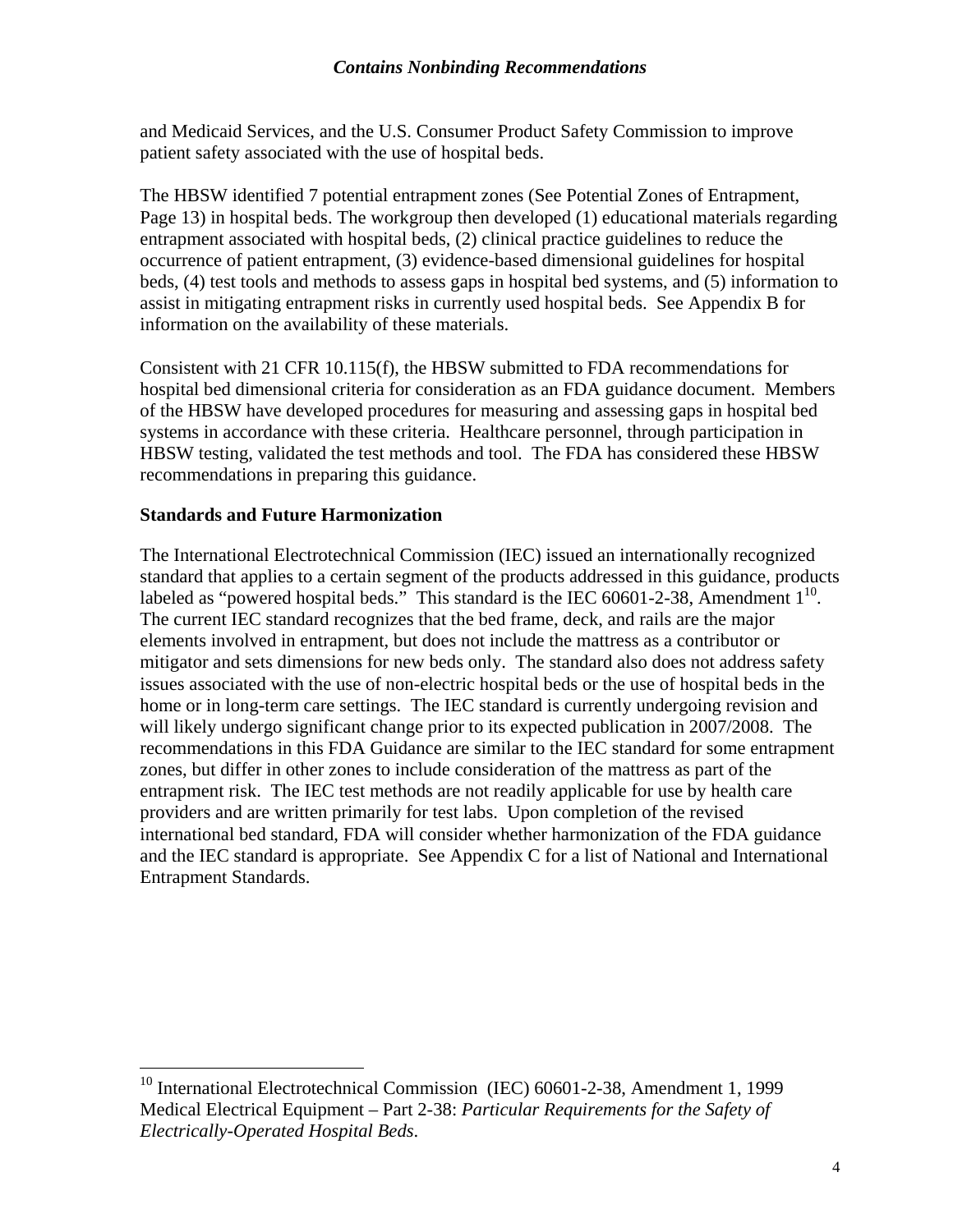and Medicaid Services, and the U.S. Consumer Product Safety Commission to improve patient safety associated with the use of hospital beds.

The HBSW identified 7 potential entrapment zones (See Potential Zones of Entrapment, Page 13) in hospital beds. The workgroup then developed (1) educational materials regarding entrapment associated with hospital beds, (2) clinical practice guidelines to reduce the occurrence of patient entrapment, (3) evidence-based dimensional guidelines for hospital beds, (4) test tools and methods to assess gaps in hospital bed systems, and (5) information to assist in mitigating entrapment risks in currently used hospital beds. See Appendix B for information on the availability of these materials.

Consistent with 21 CFR 10.115(f), the HBSW submitted to FDA recommendations for hospital bed dimensional criteria for consideration as an FDA guidance document. Members of the HBSW have developed procedures for measuring and assessing gaps in hospital bed systems in accordance with these criteria. Healthcare personnel, through participation in HBSW testing, validated the test methods and tool. The FDA has considered these HBSW recommendations in preparing this guidance.

**Standards and Future Harmonization**

The International Electrotechnical Commission (IEC) issued an internationally recognized standard that applies to a certain segment of the products addressed in this guidance, products labeled as "powered hospital beds." This standard is the IEC 60601-2-38, Amendment 1[10]. The current IEC standard recognizes that the bed frame, deck, and rails are the major elements involved in entrapment, but does not include the mattress as a contributor or mitigator and sets dimensions for new beds only. The standard also does not address safety issues associated with the use of non-electric hospital beds or the use of hospital beds in the home or in long-term care settings. The IEC standard is currently undergoing revision and will likely undergo significant change prior to its expected publication in 2007/2008. The recommendations in this FDA Guidance are similar to the IEC standard for some entrapment zones, but differ in other zones to include consideration of the mattress as part of the entrapment risk. The IEC test methods are not readily applicable for use by health care providers and are written primarily for test labs. Upon completion of the revised international bed standard, FDA will consider whether harmonization of the FDA guidance and the IEC standard is appropriate. See Appendix C for a list of National and International Entrapment Standards.

[10] International Electrotechnical Commission (IEC) 60601-2-38, Amendment 1, 1999 Medical Electrical Equipment – Part 2-38: *Particular Requirements for the Safety of Electrically-Operated Hospital Beds*.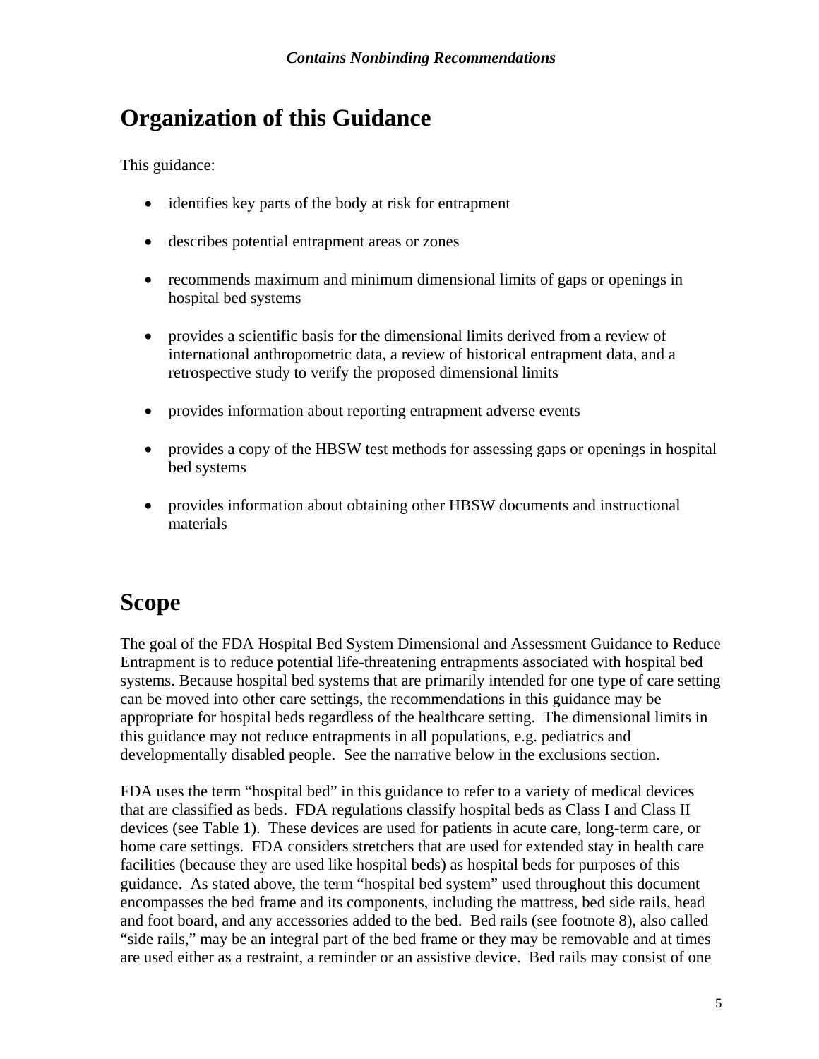## Organization of this Guidance

This guidance:

- identifies key parts of the body at risk for entrapment
- describes potential entrapment areas or zones
- recommends maximum and minimum dimensional limits of gaps or openings in hospital bed systems
- provides a scientific basis for the dimensional limits derived from a review of international anthropometric data, a review of historical entrapment data, and a retrospective study to verify the proposed dimensional limits
- provides information about reporting entrapment adverse events
- provides a copy of the HBSW test methods for assessing gaps or openings in hospital bed systems
- provides information about obtaining other HBSW documents and instructional materials

## Scope

The goal of the FDA Hospital Bed System Dimensional and Assessment Guidance to Reduce Entrapment is to reduce potential life-threatening entrapments associated with hospital bed systems. Because hospital bed systems that are primarily intended for one type of care setting can be moved into other care settings, the recommendations in this guidance may be appropriate for hospital beds regardless of the healthcare setting. The dimensional limits in this guidance may not reduce entrapments in all populations, e.g. pediatrics and developmentally disabled people. See the narrative below in the exclusions section.

FDA uses the term "hospital bed" in this guidance to refer to a variety of medical devices that are classified as beds. FDA regulations classify hospital beds as Class I and Class II devices (see Table 1). These devices are used for patients in acute care, long-term care, or home care settings. FDA considers stretchers that are used for extended stay in health care facilities (because they are used like hospital beds) as hospital beds for purposes of this guidance. As stated above, the term "hospital bed system" used throughout this document encompasses the bed frame and its components, including the mattress, bed side rails, head and foot board, and any accessories added to the bed. Bed rails (see footnote 8), also called "side rails," may be an integral part of the bed frame or they may be removable and at times are used either as a restraint, a reminder or an assistive device. Bed rails may consist of one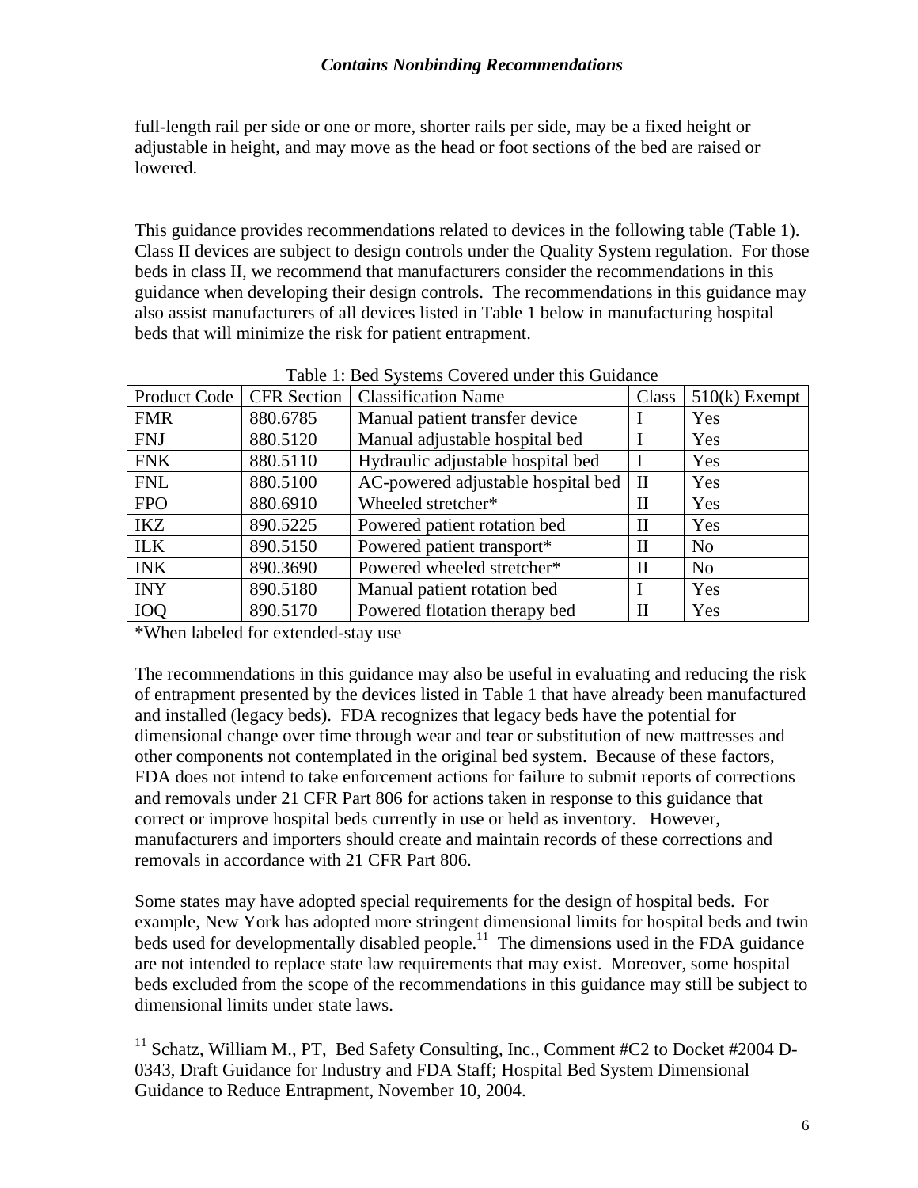full-length rail per side or one or more, shorter rails per side, may be a fixed height or adjustable in height, and may move as the head or foot sections of the bed are raised or lowered.

This guidance provides recommendations related to devices in the following table (Table 1). Class II devices are subject to design controls under the Quality System regulation. For those beds in class II, we recommend that manufacturers consider the recommendations in this guidance when developing their design controls. The recommendations in this guidance may also assist manufacturers of all devices listed in Table 1 below in manufacturing hospital beds that will minimize the risk for patient entrapment.

Table 1: Bed Systems Covered under this Guidance

| Product Code | CFR Section | Classification Name | Class | 510(k) Exempt |
|---|---|---|---|---|
| FMR | 880.6785 | Manual patient transfer device | I | Yes |
| FNJ | 880.5120 | Manual adjustable hospital bed | I | Yes |
| FNK | 880.5110 | Hydraulic adjustable hospital bed | I | Yes |
| FNL | 880.5100 | AC-powered adjustable hospital bed | II | Yes |
| FPO | 880.6910 | Wheeled stretcher* | II | Yes |
| IKZ | 890.5225 | Powered patient rotation bed | II | Yes |
| ILK | 890.5150 | Powered patient transport* | II | No |
| INK | 890.3690 | Powered wheeled stretcher* | II | No |
| INY | 890.5180 | Manual patient rotation bed | I | Yes |
| IOQ | 890.5170 | Powered flotation therapy bed | II | Yes |

*When labeled for extended-stay use

The recommendations in this guidance may also be useful in evaluating and reducing the risk of entrapment presented by the devices listed in Table 1 that have already been manufactured and installed (legacy beds). FDA recognizes that legacy beds have the potential for dimensional change over time through wear and tear or substitution of new mattresses and other components not contemplated in the original bed system. Because of these factors, FDA does not intend to take enforcement actions for failure to submit reports of corrections and removals under 21 CFR Part 806 for actions taken in response to this guidance that correct or improve hospital beds currently in use or held as inventory. However, manufacturers and importers should create and maintain records of these corrections and removals in accordance with 21 CFR Part 806.

Some states may have adopted special requirements for the design of hospital beds. For example, New York has adopted more stringent dimensional limits for hospital beds and twin beds used for developmentally disabled people.[11] The dimensions used in the FDA guidance are not intended to replace state law requirements that may exist. Moreover, some hospital beds excluded from the scope of the recommendations in this guidance may still be subject to dimensional limits under state laws.

[11] Schatz, William M., PT, Bed Safety Consulting, Inc., Comment #C2 to Docket #2004 D-0343, Draft Guidance for Industry and FDA Staff; Hospital Bed System Dimensional Guidance to Reduce Entrapment, November 10, 2004.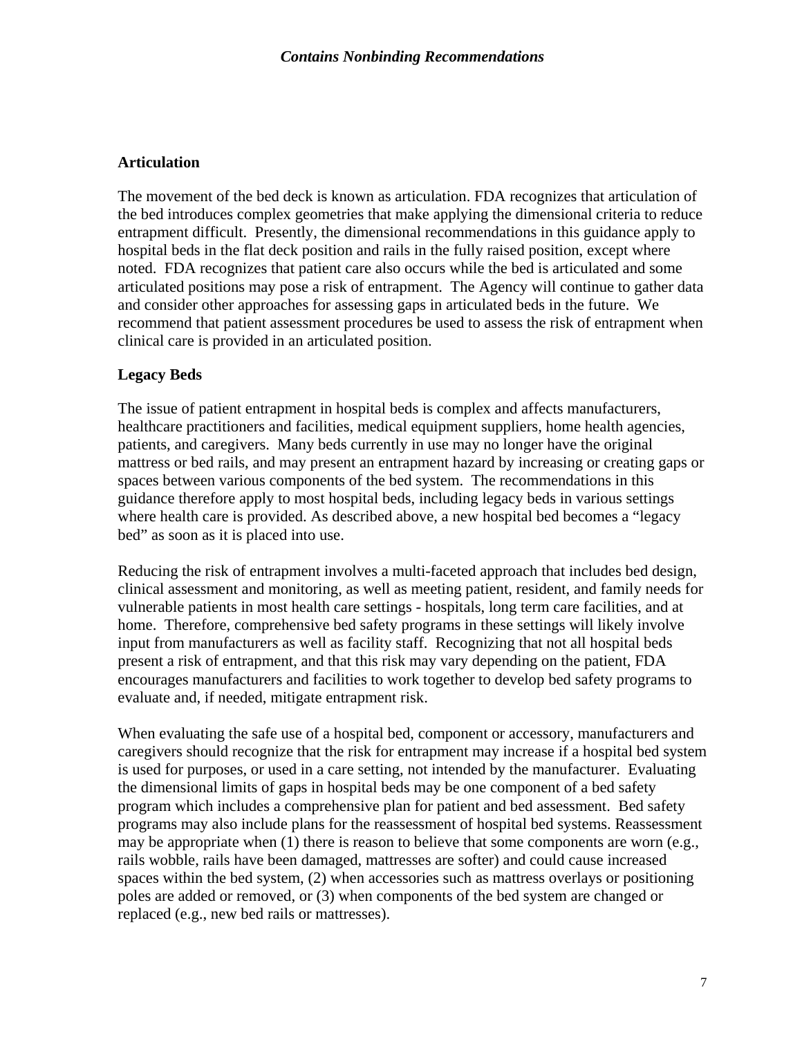### Articulation

The movement of the bed deck is known as articulation. FDA recognizes that articulation of the bed introduces complex geometries that make applying the dimensional criteria to reduce entrapment difficult. Presently, the dimensional recommendations in this guidance apply to hospital beds in the flat deck position and rails in the fully raised position, except where noted. FDA recognizes that patient care also occurs while the bed is articulated and some articulated positions may pose a risk of entrapment. The Agency will continue to gather data and consider other approaches for assessing gaps in articulated beds in the future. We recommend that patient assessment procedures be used to assess the risk of entrapment when clinical care is provided in an articulated position.

### Legacy Beds

The issue of patient entrapment in hospital beds is complex and affects manufacturers, healthcare practitioners and facilities, medical equipment suppliers, home health agencies, patients, and caregivers. Many beds currently in use may no longer have the original mattress or bed rails, and may present an entrapment hazard by increasing or creating gaps or spaces between various components of the bed system. The recommendations in this guidance therefore apply to most hospital beds, including legacy beds in various settings where health care is provided. As described above, a new hospital bed becomes a "legacy bed" as soon as it is placed into use.

Reducing the risk of entrapment involves a multi-faceted approach that includes bed design, clinical assessment and monitoring, as well as meeting patient, resident, and family needs for vulnerable patients in most health care settings - hospitals, long term care facilities, and at home. Therefore, comprehensive bed safety programs in these settings will likely involve input from manufacturers as well as facility staff. Recognizing that not all hospital beds present a risk of entrapment, and that this risk may vary depending on the patient, FDA encourages manufacturers and facilities to work together to develop bed safety programs to evaluate and, if needed, mitigate entrapment risk.

When evaluating the safe use of a hospital bed, component or accessory, manufacturers and caregivers should recognize that the risk for entrapment may increase if a hospital bed system is used for purposes, or used in a care setting, not intended by the manufacturer. Evaluating the dimensional limits of gaps in hospital beds may be one component of a bed safety program which includes a comprehensive plan for patient and bed assessment. Bed safety programs may also include plans for the reassessment of hospital bed systems. Reassessment may be appropriate when (1) there is reason to believe that some components are worn (e.g., rails wobble, rails have been damaged, mattresses are softer) and could cause increased spaces within the bed system, (2) when accessories such as mattress overlays or positioning poles are added or removed, or (3) when components of the bed system are changed or replaced (e.g., new bed rails or mattresses).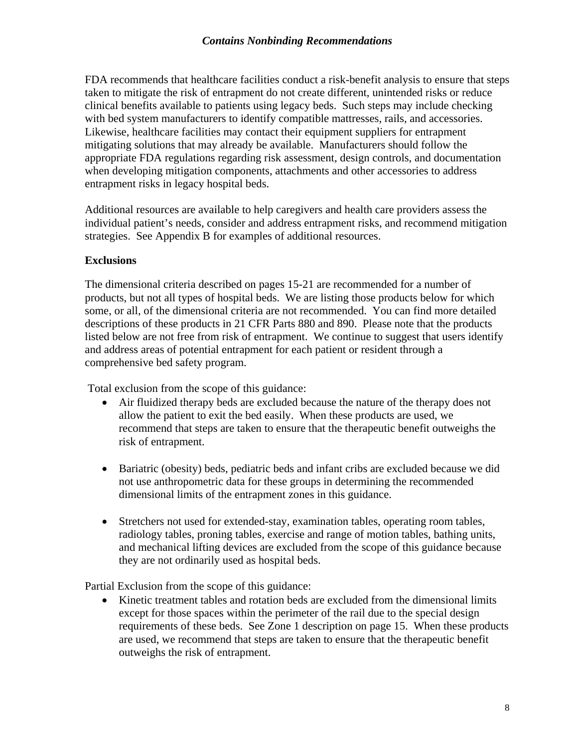FDA recommends that healthcare facilities conduct a risk-benefit analysis to ensure that steps taken to mitigate the risk of entrapment do not create different, unintended risks or reduce clinical benefits available to patients using legacy beds. Such steps may include checking with bed system manufacturers to identify compatible mattresses, rails, and accessories. Likewise, healthcare facilities may contact their equipment suppliers for entrapment mitigating solutions that may already be available. Manufacturers should follow the appropriate FDA regulations regarding risk assessment, design controls, and documentation when developing mitigation components, attachments and other accessories to address entrapment risks in legacy hospital beds.

Additional resources are available to help caregivers and health care providers assess the individual patient's needs, consider and address entrapment risks, and recommend mitigation strategies. See Appendix B for examples of additional resources.

**Exclusions**

The dimensional criteria described on pages 15-21 are recommended for a number of products, but not all types of hospital beds. We are listing those products below for which some, or all, of the dimensional criteria are not recommended. You can find more detailed descriptions of these products in 21 CFR Parts 880 and 890. Please note that the products listed below are not free from risk of entrapment. We continue to suggest that users identify and address areas of potential entrapment for each patient or resident through a comprehensive bed safety program.

Total exclusion from the scope of this guidance:

- Air fluidized therapy beds are excluded because the nature of the therapy does not allow the patient to exit the bed easily. When these products are used, we recommend that steps are taken to ensure that the therapeutic benefit outweighs the risk of entrapment.
- Bariatric (obesity) beds, pediatric beds and infant cribs are excluded because we did not use anthropometric data for these groups in determining the recommended dimensional limits of the entrapment zones in this guidance.
- Stretchers not used for extended-stay, examination tables, operating room tables, radiology tables, proning tables, exercise and range of motion tables, bathing units, and mechanical lifting devices are excluded from the scope of this guidance because they are not ordinarily used as hospital beds.

Partial Exclusion from the scope of this guidance:

- Kinetic treatment tables and rotation beds are excluded from the dimensional limits except for those spaces within the perimeter of the rail due to the special design requirements of these beds. See Zone 1 description on page 15. When these products are used, we recommend that steps are taken to ensure that the therapeutic benefit outweighs the risk of entrapment.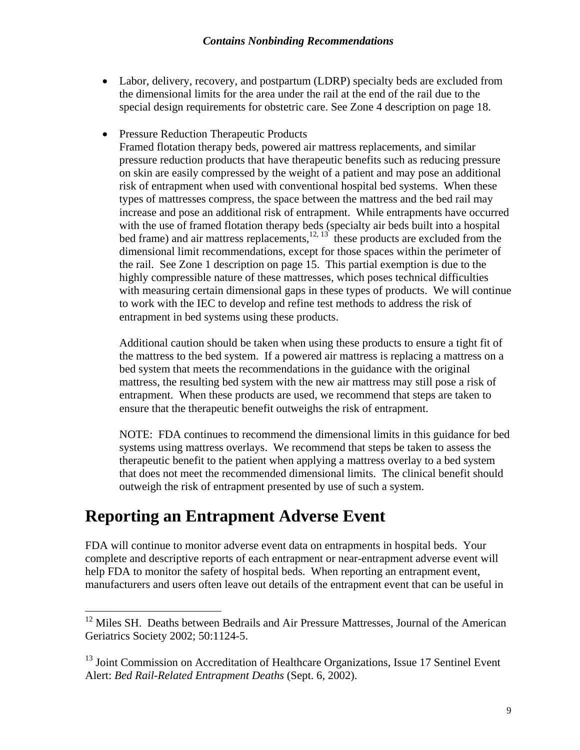- Labor, delivery, recovery, and postpartum (LDRP) specialty beds are excluded from the dimensional limits for the area under the rail at the end of the rail due to the special design requirements for obstetric care. See Zone 4 description on page 18.

- Pressure Reduction Therapeutic Products
  Framed flotation therapy beds, powered air mattress replacements, and similar pressure reduction products that have therapeutic benefits such as reducing pressure on skin are easily compressed by the weight of a patient and may pose an additional risk of entrapment when used with conventional hospital bed systems. When these types of mattresses compress, the space between the mattress and the bed rail may increase and pose an additional risk of entrapment. While entrapments have occurred with the use of framed flotation therapy beds (specialty air beds built into a hospital bed frame) and air mattress replacements,[12, 13] these products are excluded from the dimensional limit recommendations, except for those spaces within the perimeter of the rail. See Zone 1 description on page 15. This partial exemption is due to the highly compressible nature of these mattresses, which poses technical difficulties with measuring certain dimensional gaps in these types of products. We will continue to work with the IEC to develop and refine test methods to address the risk of entrapment in bed systems using these products.

  Additional caution should be taken when using these products to ensure a tight fit of the mattress to the bed system. If a powered air mattress is replacing a mattress on a bed system that meets the recommendations in the guidance with the original mattress, the resulting bed system with the new air mattress may still pose a risk of entrapment. When these products are used, we recommend that steps are taken to ensure that the therapeutic benefit outweighs the risk of entrapment.

  NOTE: FDA continues to recommend the dimensional limits in this guidance for bed systems using mattress overlays. We recommend that steps be taken to assess the therapeutic benefit to the patient when applying a mattress overlay to a bed system that does not meet the recommended dimensional limits. The clinical benefit should outweigh the risk of entrapment presented by use of such a system.

# Reporting an Entrapment Adverse Event

FDA will continue to monitor adverse event data on entrapments in hospital beds. Your complete and descriptive reports of each entrapment or near-entrapment adverse event will help FDA to monitor the safety of hospital beds. When reporting an entrapment event, manufacturers and users often leave out details of the entrapment event that can be useful in

[12] Miles SH. Deaths between Bedrails and Air Pressure Mattresses, Journal of the American Geriatrics Society 2002; 50:1124-5.

[13] Joint Commission on Accreditation of Healthcare Organizations, Issue 17 Sentinel Event Alert: *Bed Rail-Related Entrapment Deaths* (Sept. 6, 2002).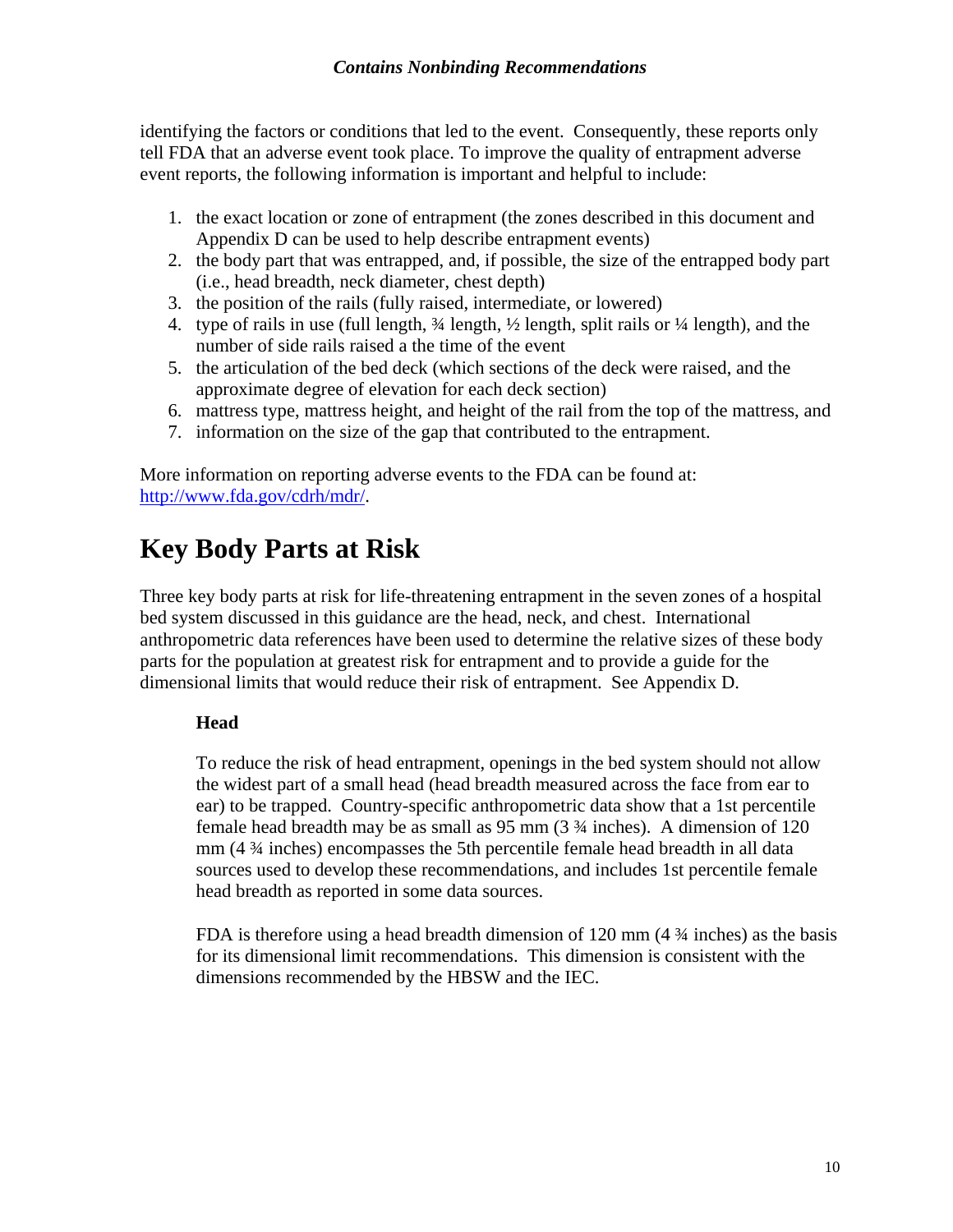identifying the factors or conditions that led to the event. Consequently, these reports only tell FDA that an adverse event took place. To improve the quality of entrapment adverse event reports, the following information is important and helpful to include:

1. the exact location or zone of entrapment (the zones described in this document and Appendix D can be used to help describe entrapment events)
2. the body part that was entrapped, and, if possible, the size of the entrapped body part (i.e., head breadth, neck diameter, chest depth)
3. the position of the rails (fully raised, intermediate, or lowered)
4. type of rails in use (full length, ¾ length, ½ length, split rails or ¼ length), and the number of side rails raised a the time of the event
5. the articulation of the bed deck (which sections of the deck were raised, and the approximate degree of elevation for each deck section)
6. mattress type, mattress height, and height of the rail from the top of the mattress, and
7. information on the size of the gap that contributed to the entrapment.

More information on reporting adverse events to the FDA can be found at: http://www.fda.gov/cdrh/mdr/.

# Key Body Parts at Risk

Three key body parts at risk for life-threatening entrapment in the seven zones of a hospital bed system discussed in this guidance are the head, neck, and chest. International anthropometric data references have been used to determine the relative sizes of these body parts for the population at greatest risk for entrapment and to provide a guide for the dimensional limits that would reduce their risk of entrapment. See Appendix D.

### Head

To reduce the risk of head entrapment, openings in the bed system should not allow the widest part of a small head (head breadth measured across the face from ear to ear) to be trapped. Country-specific anthropometric data show that a 1st percentile female head breadth may be as small as 95 mm (3 ¾ inches). A dimension of 120 mm (4 ¾ inches) encompasses the 5th percentile female head breadth in all data sources used to develop these recommendations, and includes 1st percentile female head breadth as reported in some data sources.

FDA is therefore using a head breadth dimension of 120 mm (4 ¾ inches) as the basis for its dimensional limit recommendations. This dimension is consistent with the dimensions recommended by the HBSW and the IEC.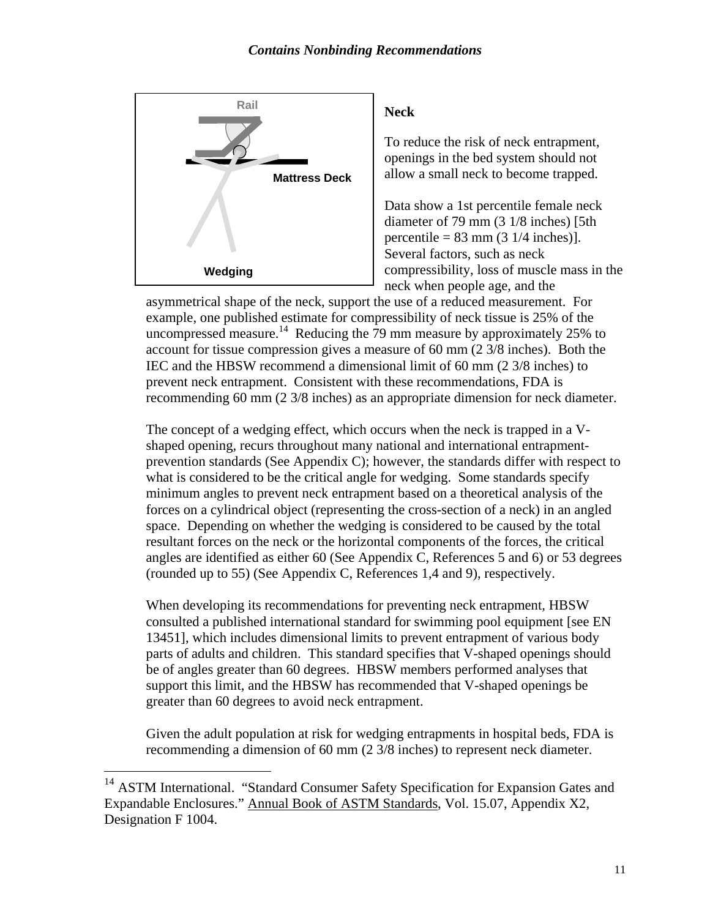Rail

Mattress Deck

Wedging

**Neck**

To reduce the risk of neck entrapment, openings in the bed system should not allow a small neck to become trapped.

Data show a 1st percentile female neck diameter of 79 mm (3 1/8 inches) [5th percentile = 83 mm (3 1/4 inches)]. Several factors, such as neck compressibility, loss of muscle mass in the neck when people age, and the asymmetrical shape of the neck, support the use of a reduced measurement. For example, one published estimate for compressibility of neck tissue is 25% of the uncompressed measure.[14] Reducing the 79 mm measure by approximately 25% to account for tissue compression gives a measure of 60 mm (2 3/8 inches). Both the IEC and the HBSW recommend a dimensional limit of 60 mm (2 3/8 inches) to prevent neck entrapment. Consistent with these recommendations, FDA is recommending 60 mm (2 3/8 inches) as an appropriate dimension for neck diameter.

The concept of a wedging effect, which occurs when the neck is trapped in a V-shaped opening, recurs throughout many national and international entrapment-prevention standards (See Appendix C); however, the standards differ with respect to what is considered to be the critical angle for wedging. Some standards specify minimum angles to prevent neck entrapment based on a theoretical analysis of the forces on a cylindrical object (representing the cross-section of a neck) in an angled space. Depending on whether the wedging is considered to be caused by the total resultant forces on the neck or the horizontal components of the forces, the critical angles are identified as either 60 (See Appendix C, References 5 and 6) or 53 degrees (rounded up to 55) (See Appendix C, References 1,4 and 9), respectively.

When developing its recommendations for preventing neck entrapment, HBSW consulted a published international standard for swimming pool equipment [see EN 13451], which includes dimensional limits to prevent entrapment of various body parts of adults and children. This standard specifies that V-shaped openings should be of angles greater than 60 degrees. HBSW members performed analyses that support this limit, and the HBSW has recommended that V-shaped openings be greater than 60 degrees to avoid neck entrapment.

Given the adult population at risk for wedging entrapments in hospital beds, FDA is recommending a dimension of 60 mm (2 3/8 inches) to represent neck diameter.

---

[14] ASTM International. "Standard Consumer Safety Specification for Expansion Gates and Expandable Enclosures." Annual Book of ASTM Standards, Vol. 15.07, Appendix X2, Designation F 1004.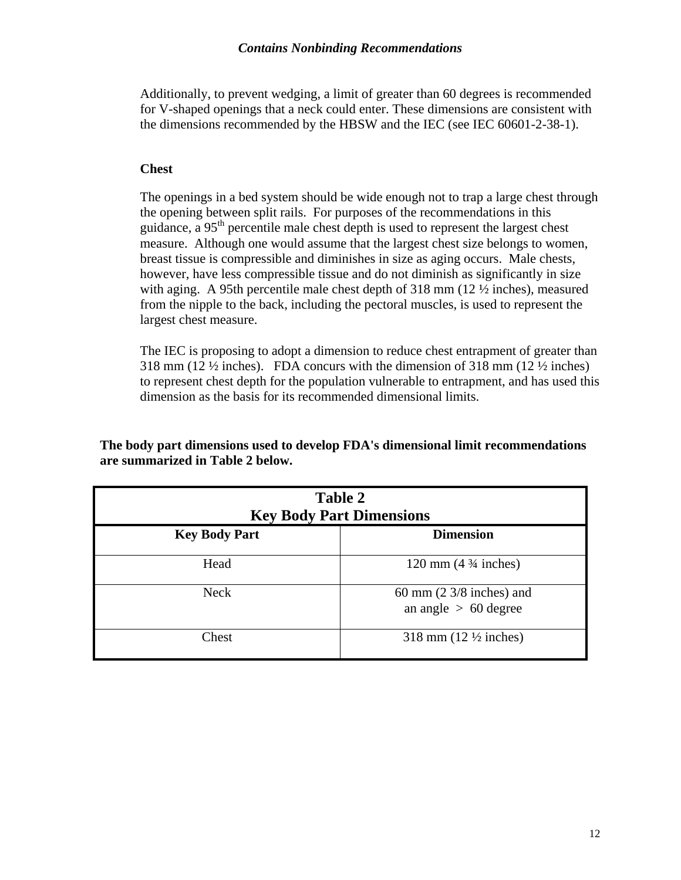Additionally, to prevent wedging, a limit of greater than 60 degrees is recommended for V-shaped openings that a neck could enter. These dimensions are consistent with the dimensions recommended by the HBSW and the IEC (see IEC 60601-2-38-1).

**Chest**

The openings in a bed system should be wide enough not to trap a large chest through the opening between split rails. For purposes of the recommendations in this guidance, a 95th percentile male chest depth is used to represent the largest chest measure. Although one would assume that the largest chest size belongs to women, breast tissue is compressible and diminishes in size as aging occurs. Male chests, however, have less compressible tissue and do not diminish as significantly in size with aging. A 95th percentile male chest depth of 318 mm (12 ½ inches), measured from the nipple to the back, including the pectoral muscles, is used to represent the largest chest measure.

The IEC is proposing to adopt a dimension to reduce chest entrapment of greater than 318 mm (12 ½ inches). FDA concurs with the dimension of 318 mm (12 ½ inches) to represent chest depth for the population vulnerable to entrapment, and has used this dimension as the basis for its recommended dimensional limits.

**The body part dimensions used to develop FDA's dimensional limit recommendations are summarized in Table 2 below.**

**Table 2**
**Key Body Part Dimensions**

| Key Body Part | Dimension |
| --- | --- |
| Head | 120 mm (4 ¾ inches) |
| Neck | 60 mm (2 3/8 inches) and an angle > 60 degree |
| Chest | 318 mm (12 ½ inches) |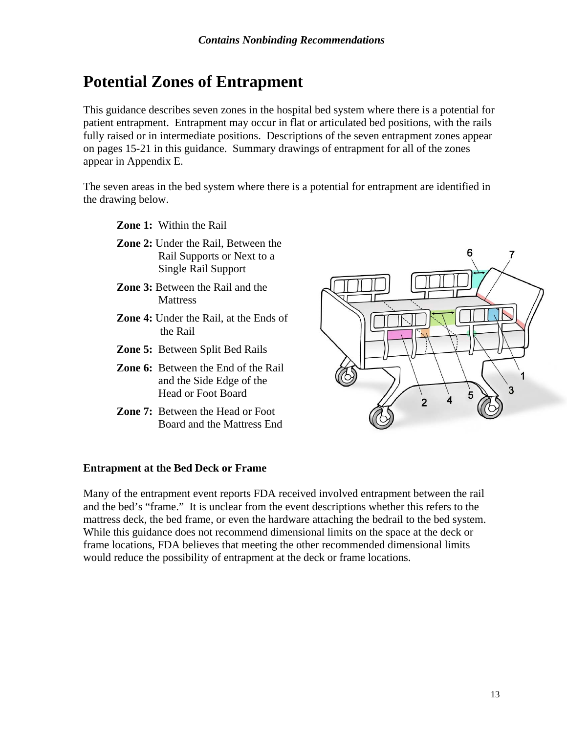# Potential Zones of Entrapment

This guidance describes seven zones in the hospital bed system where there is a potential for patient entrapment. Entrapment may occur in flat or articulated bed positions, with the rails fully raised or in intermediate positions. Descriptions of the seven entrapment zones appear on pages 15-21 in this guidance. Summary drawings of entrapment for all of the zones appear in Appendix E.

The seven areas in the bed system where there is a potential for entrapment are identified in the drawing below.

**Zone 1:** Within the Rail

**Zone 2:** Under the Rail, Between the Rail Supports or Next to a Single Rail Support

**Zone 3:** Between the Rail and the Mattress

**Zone 4:** Under the Rail, at the Ends of the Rail

**Zone 5:** Between Split Bed Rails

**Zone 6:** Between the End of the Rail and the Side Edge of the Head or Foot Board

**Zone 7:** Between the Head or Foot Board and the Mattress End

### Entrapment at the Bed Deck or Frame

Many of the entrapment event reports FDA received involved entrapment between the rail and the bed's "frame." It is unclear from the event descriptions whether this refers to the mattress deck, the bed frame, or even the hardware attaching the bedrail to the bed system. While this guidance does not recommend dimensional limits on the space at the deck or frame locations, FDA believes that meeting the other recommended dimensional limits would reduce the possibility of entrapment at the deck or frame locations.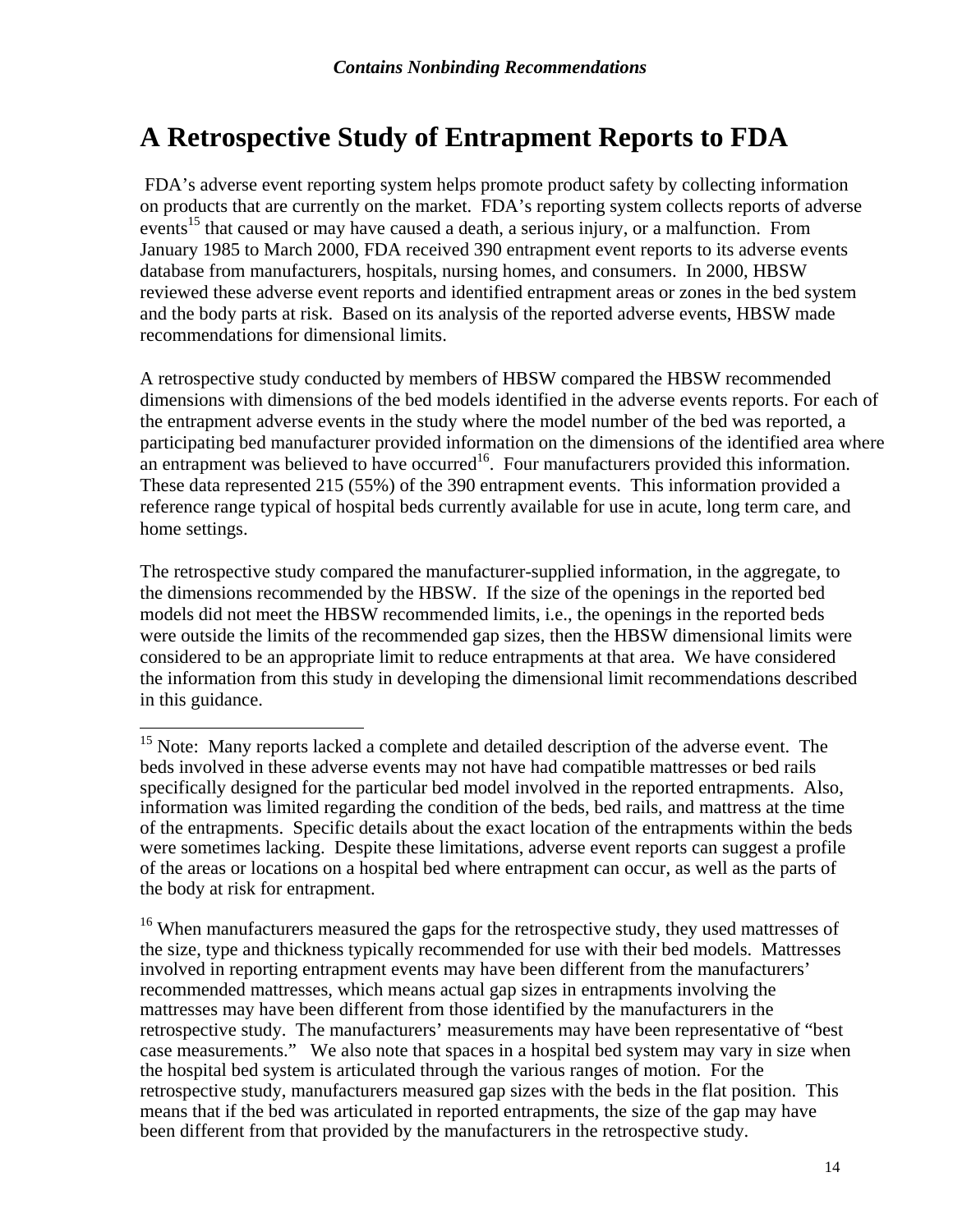# A Retrospective Study of Entrapment Reports to FDA

FDA's adverse event reporting system helps promote product safety by collecting information on products that are currently on the market. FDA's reporting system collects reports of adverse events[15] that caused or may have caused a death, a serious injury, or a malfunction. From January 1985 to March 2000, FDA received 390 entrapment event reports to its adverse events database from manufacturers, hospitals, nursing homes, and consumers. In 2000, HBSW reviewed these adverse event reports and identified entrapment areas or zones in the bed system and the body parts at risk. Based on its analysis of the reported adverse events, HBSW made recommendations for dimensional limits.

A retrospective study conducted by members of HBSW compared the HBSW recommended dimensions with dimensions of the bed models identified in the adverse events reports. For each of the entrapment adverse events in the study where the model number of the bed was reported, a participating bed manufacturer provided information on the dimensions of the identified area where an entrapment was believed to have occurred[16]. Four manufacturers provided this information. These data represented 215 (55%) of the 390 entrapment events. This information provided a reference range typical of hospital beds currently available for use in acute, long term care, and home settings.

The retrospective study compared the manufacturer-supplied information, in the aggregate, to the dimensions recommended by the HBSW. If the size of the openings in the reported bed models did not meet the HBSW recommended limits, i.e., the openings in the reported beds were outside the limits of the recommended gap sizes, then the HBSW dimensional limits were considered to be an appropriate limit to reduce entrapments at that area. We have considered the information from this study in developing the dimensional limit recommendations described in this guidance.

---

[15] Note: Many reports lacked a complete and detailed description of the adverse event. The beds involved in these adverse events may not have had compatible mattresses or bed rails specifically designed for the particular bed model involved in the reported entrapments. Also, information was limited regarding the condition of the beds, bed rails, and mattress at the time of the entrapments. Specific details about the exact location of the entrapments within the beds were sometimes lacking. Despite these limitations, adverse event reports can suggest a profile of the areas or locations on a hospital bed where entrapment can occur, as well as the parts of the body at risk for entrapment.

[16] When manufacturers measured the gaps for the retrospective study, they used mattresses of the size, type and thickness typically recommended for use with their bed models. Mattresses involved in reporting entrapment events may have been different from the manufacturers' recommended mattresses, which means actual gap sizes in entrapments involving the mattresses may have been different from those identified by the manufacturers in the retrospective study. The manufacturers' measurements may have been representative of "best case measurements." We also note that spaces in a hospital bed system may vary in size when the hospital bed system is articulated through the various ranges of motion. For the retrospective study, manufacturers measured gap sizes with the beds in the flat position. This means that if the bed was articulated in reported entrapments, the size of the gap may have been different from that provided by the manufacturers in the retrospective study.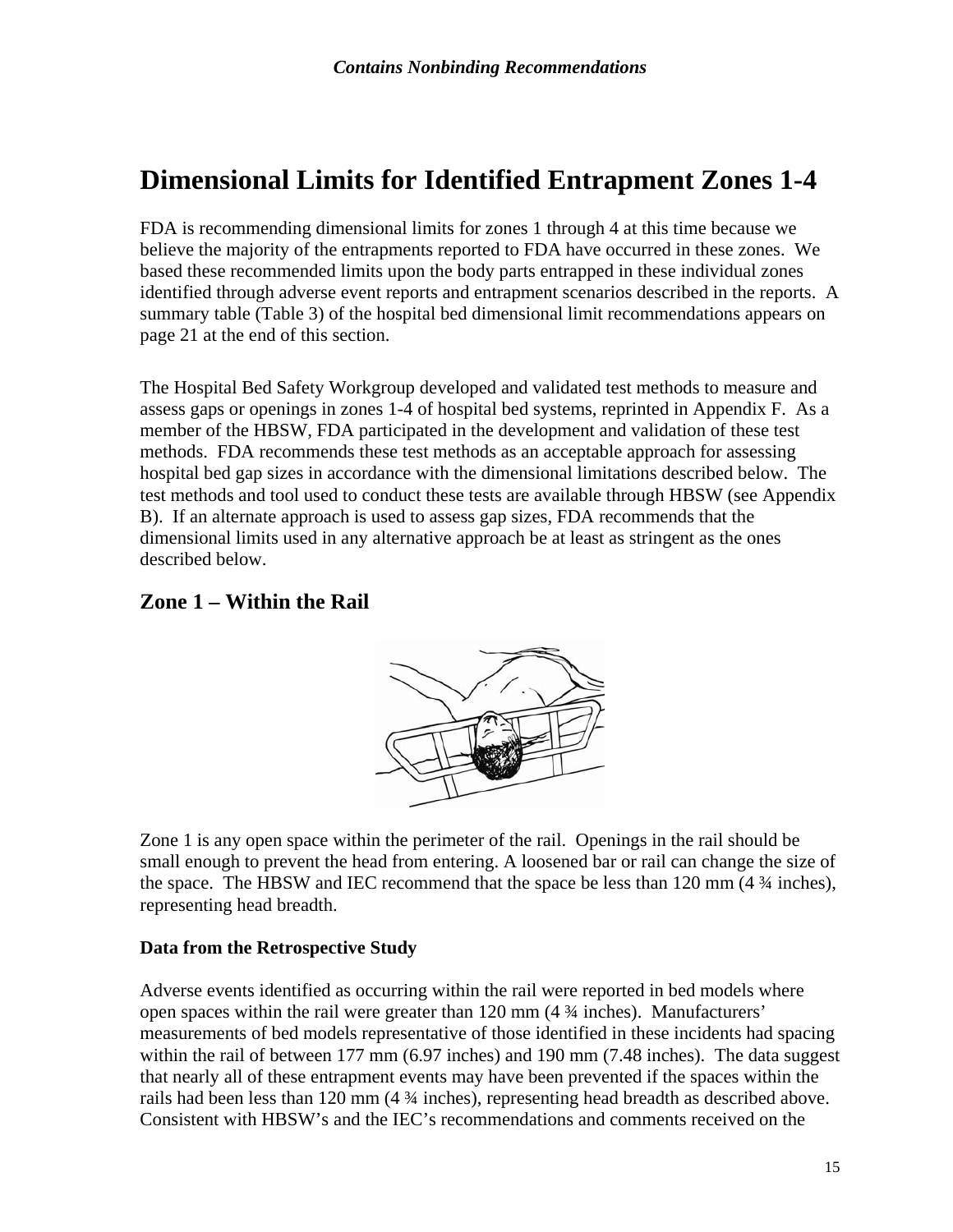# Dimensional Limits for Identified Entrapment Zones 1-4

FDA is recommending dimensional limits for zones 1 through 4 at this time because we believe the majority of the entrapments reported to FDA have occurred in these zones. We based these recommended limits upon the body parts entrapped in these individual zones identified through adverse event reports and entrapment scenarios described in the reports. A summary table (Table 3) of the hospital bed dimensional limit recommendations appears on page 21 at the end of this section.

The Hospital Bed Safety Workgroup developed and validated test methods to measure and assess gaps or openings in zones 1-4 of hospital bed systems, reprinted in Appendix F. As a member of the HBSW, FDA participated in the development and validation of these test methods. FDA recommends these test methods as an acceptable approach for assessing hospital bed gap sizes in accordance with the dimensional limitations described below. The test methods and tool used to conduct these tests are available through HBSW (see Appendix B). If an alternate approach is used to assess gap sizes, FDA recommends that the dimensional limits used in any alternative approach be at least as stringent as the ones described below.

## Zone 1 – Within the Rail

Zone 1 is any open space within the perimeter of the rail. Openings in the rail should be small enough to prevent the head from entering. A loosened bar or rail can change the size of the space. The HBSW and IEC recommend that the space be less than 120 mm (4 ¾ inches), representing head breadth.

### Data from the Retrospective Study

Adverse events identified as occurring within the rail were reported in bed models where open spaces within the rail were greater than 120 mm (4 ¾ inches). Manufacturers' measurements of bed models representative of those identified in these incidents had spacing within the rail of between 177 mm (6.97 inches) and 190 mm (7.48 inches). The data suggest that nearly all of these entrapment events may have been prevented if the spaces within the rails had been less than 120 mm (4 ¾ inches), representing head breadth as described above. Consistent with HBSW's and the IEC's recommendations and comments received on the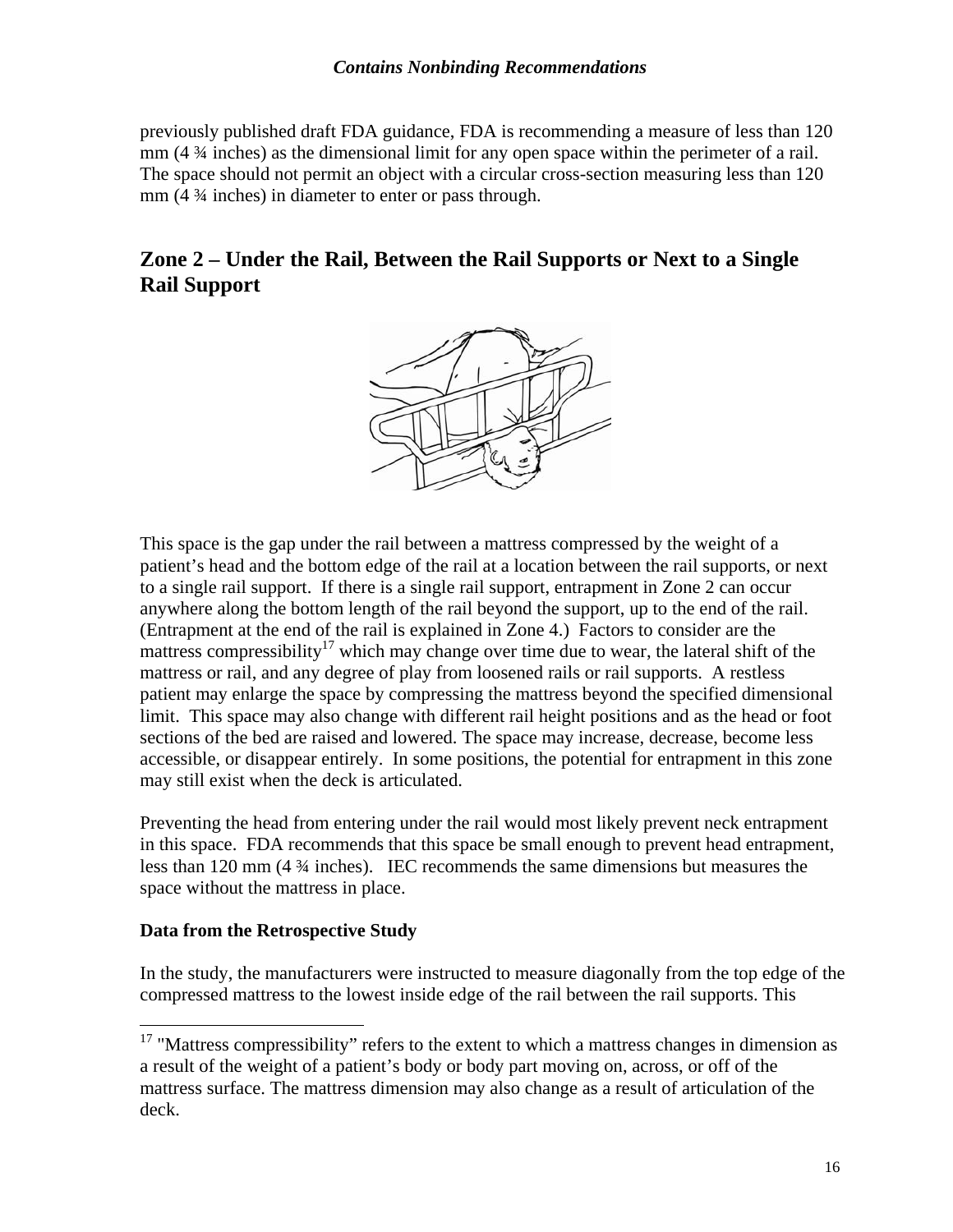previously published draft FDA guidance, FDA is recommending a measure of less than 120 mm (4 ¾ inches) as the dimensional limit for any open space within the perimeter of a rail. The space should not permit an object with a circular cross-section measuring less than 120 mm (4 ¾ inches) in diameter to enter or pass through.

## Zone 2 – Under the Rail, Between the Rail Supports or Next to a Single Rail Support

This space is the gap under the rail between a mattress compressed by the weight of a patient's head and the bottom edge of the rail at a location between the rail supports, or next to a single rail support. If there is a single rail support, entrapment in Zone 2 can occur anywhere along the bottom length of the rail beyond the support, up to the end of the rail. (Entrapment at the end of the rail is explained in Zone 4.) Factors to consider are the mattress compressibility[17] which may change over time due to wear, the lateral shift of the mattress or rail, and any degree of play from loosened rails or rail supports. A restless patient may enlarge the space by compressing the mattress beyond the specified dimensional limit. This space may also change with different rail height positions and as the head or foot sections of the bed are raised and lowered. The space may increase, decrease, become less accessible, or disappear entirely. In some positions, the potential for entrapment in this zone may still exist when the deck is articulated.

Preventing the head from entering under the rail would most likely prevent neck entrapment in this space. FDA recommends that this space be small enough to prevent head entrapment, less than 120 mm (4 ¾ inches). IEC recommends the same dimensions but measures the space without the mattress in place.

### Data from the Retrospective Study

In the study, the manufacturers were instructed to measure diagonally from the top edge of the compressed mattress to the lowest inside edge of the rail between the rail supports. This

[17] "Mattress compressibility" refers to the extent to which a mattress changes in dimension as a result of the weight of a patient's body or body part moving on, across, or off of the mattress surface. The mattress dimension may also change as a result of articulation of the deck.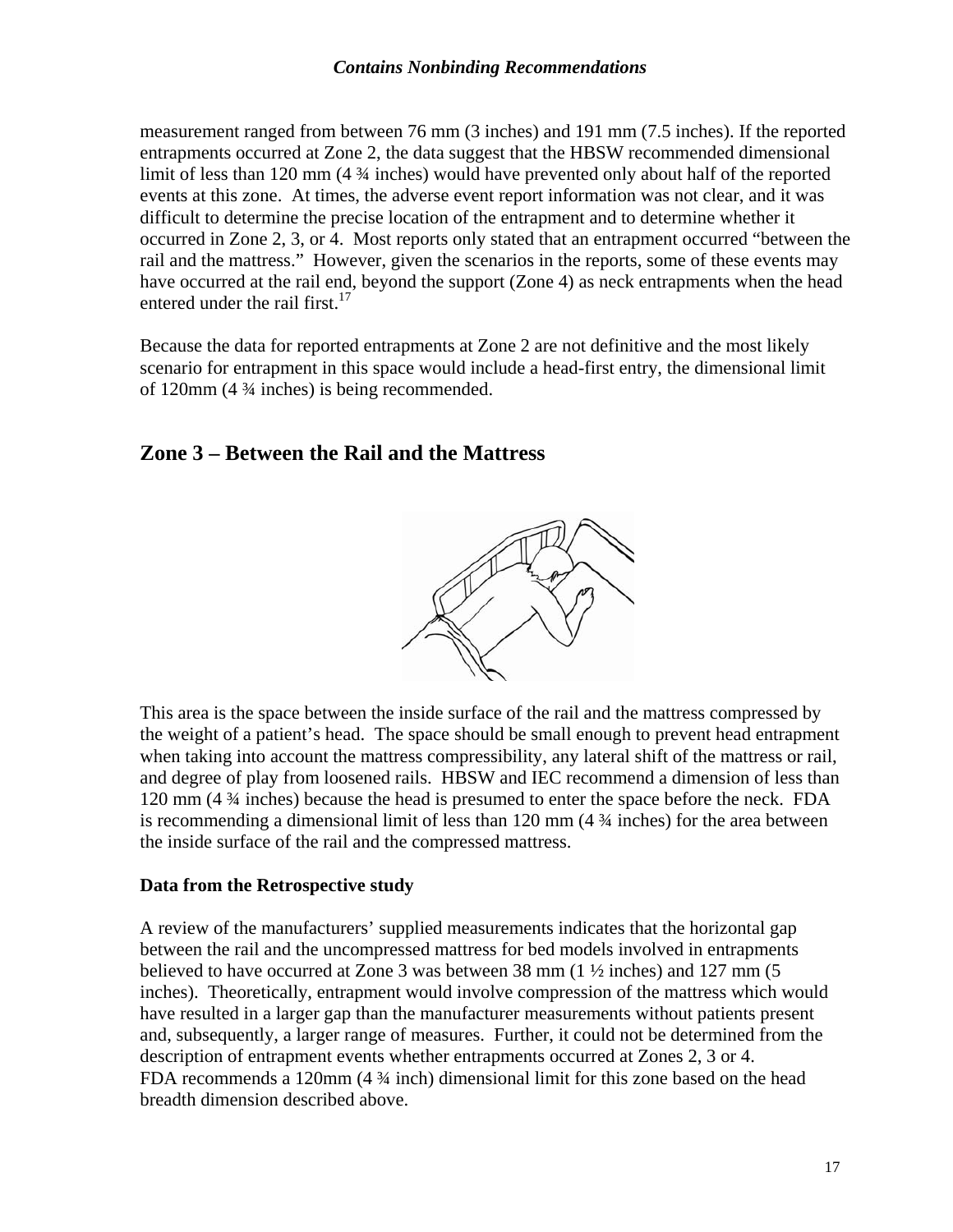measurement ranged from between 76 mm (3 inches) and 191 mm (7.5 inches). If the reported entrapments occurred at Zone 2, the data suggest that the HBSW recommended dimensional limit of less than 120 mm (4 ¾ inches) would have prevented only about half of the reported events at this zone. At times, the adverse event report information was not clear, and it was difficult to determine the precise location of the entrapment and to determine whether it occurred in Zone 2, 3, or 4. Most reports only stated that an entrapment occurred "between the rail and the mattress." However, given the scenarios in the reports, some of these events may have occurred at the rail end, beyond the support (Zone 4) as neck entrapments when the head entered under the rail first.[17]

Because the data for reported entrapments at Zone 2 are not definitive and the most likely scenario for entrapment in this space would include a head-first entry, the dimensional limit of 120mm (4 ¾ inches) is being recommended.

## Zone 3 – Between the Rail and the Mattress

This area is the space between the inside surface of the rail and the mattress compressed by the weight of a patient's head. The space should be small enough to prevent head entrapment when taking into account the mattress compressibility, any lateral shift of the mattress or rail, and degree of play from loosened rails. HBSW and IEC recommend a dimension of less than 120 mm (4 ¾ inches) because the head is presumed to enter the space before the neck. FDA is recommending a dimensional limit of less than 120 mm (4 ¾ inches) for the area between the inside surface of the rail and the compressed mattress.

**Data from the Retrospective study**

A review of the manufacturers' supplied measurements indicates that the horizontal gap between the rail and the uncompressed mattress for bed models involved in entrapments believed to have occurred at Zone 3 was between 38 mm (1 ½ inches) and 127 mm (5 inches). Theoretically, entrapment would involve compression of the mattress which would have resulted in a larger gap than the manufacturer measurements without patients present and, subsequently, a larger range of measures. Further, it could not be determined from the description of entrapment events whether entrapments occurred at Zones 2, 3 or 4. FDA recommends a 120mm (4 ¾ inch) dimensional limit for this zone based on the head breadth dimension described above.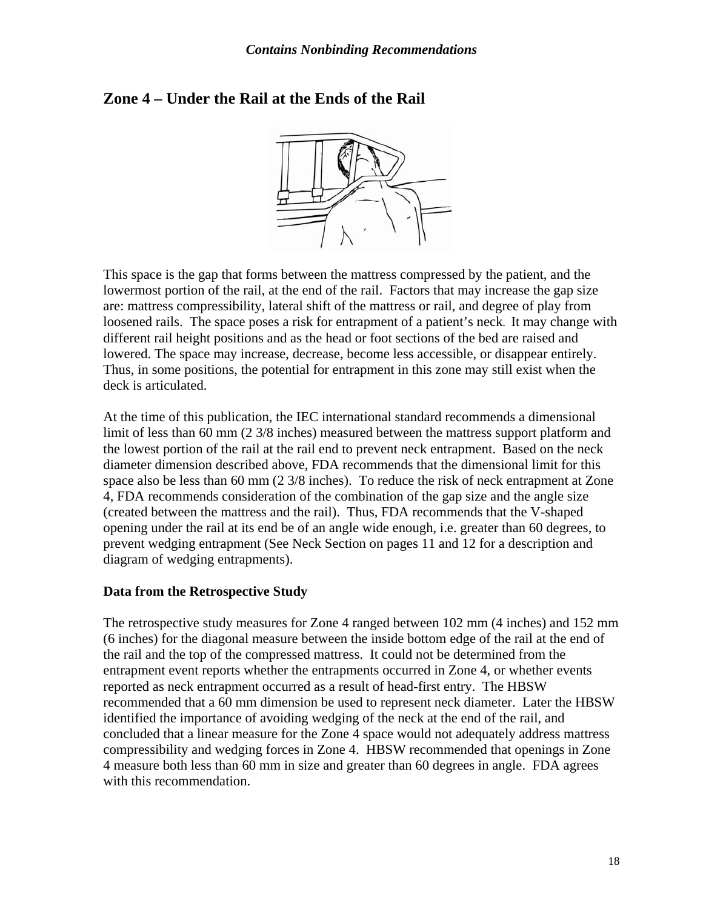## Zone 4 – Under the Rail at the Ends of the Rail

This space is the gap that forms between the mattress compressed by the patient, and the lowermost portion of the rail, at the end of the rail. Factors that may increase the gap size are: mattress compressibility, lateral shift of the mattress or rail, and degree of play from loosened rails. The space poses a risk for entrapment of a patient's neck. It may change with different rail height positions and as the head or foot sections of the bed are raised and lowered. The space may increase, decrease, become less accessible, or disappear entirely. Thus, in some positions, the potential for entrapment in this zone may still exist when the deck is articulated.

At the time of this publication, the IEC international standard recommends a dimensional limit of less than 60 mm (2 3/8 inches) measured between the mattress support platform and the lowest portion of the rail at the rail end to prevent neck entrapment. Based on the neck diameter dimension described above, FDA recommends that the dimensional limit for this space also be less than 60 mm (2 3/8 inches). To reduce the risk of neck entrapment at Zone 4, FDA recommends consideration of the combination of the gap size and the angle size (created between the mattress and the rail). Thus, FDA recommends that the V-shaped opening under the rail at its end be of an angle wide enough, i.e. greater than 60 degrees, to prevent wedging entrapment (See Neck Section on pages 11 and 12 for a description and diagram of wedging entrapments).

### Data from the Retrospective Study

The retrospective study measures for Zone 4 ranged between 102 mm (4 inches) and 152 mm (6 inches) for the diagonal measure between the inside bottom edge of the rail at the end of the rail and the top of the compressed mattress. It could not be determined from the entrapment event reports whether the entrapments occurred in Zone 4, or whether events reported as neck entrapment occurred as a result of head-first entry. The HBSW recommended that a 60 mm dimension be used to represent neck diameter. Later the HBSW identified the importance of avoiding wedging of the neck at the end of the rail, and concluded that a linear measure for the Zone 4 space would not adequately address mattress compressibility and wedging forces in Zone 4. HBSW recommended that openings in Zone 4 measure both less than 60 mm in size and greater than 60 degrees in angle. FDA agrees with this recommendation.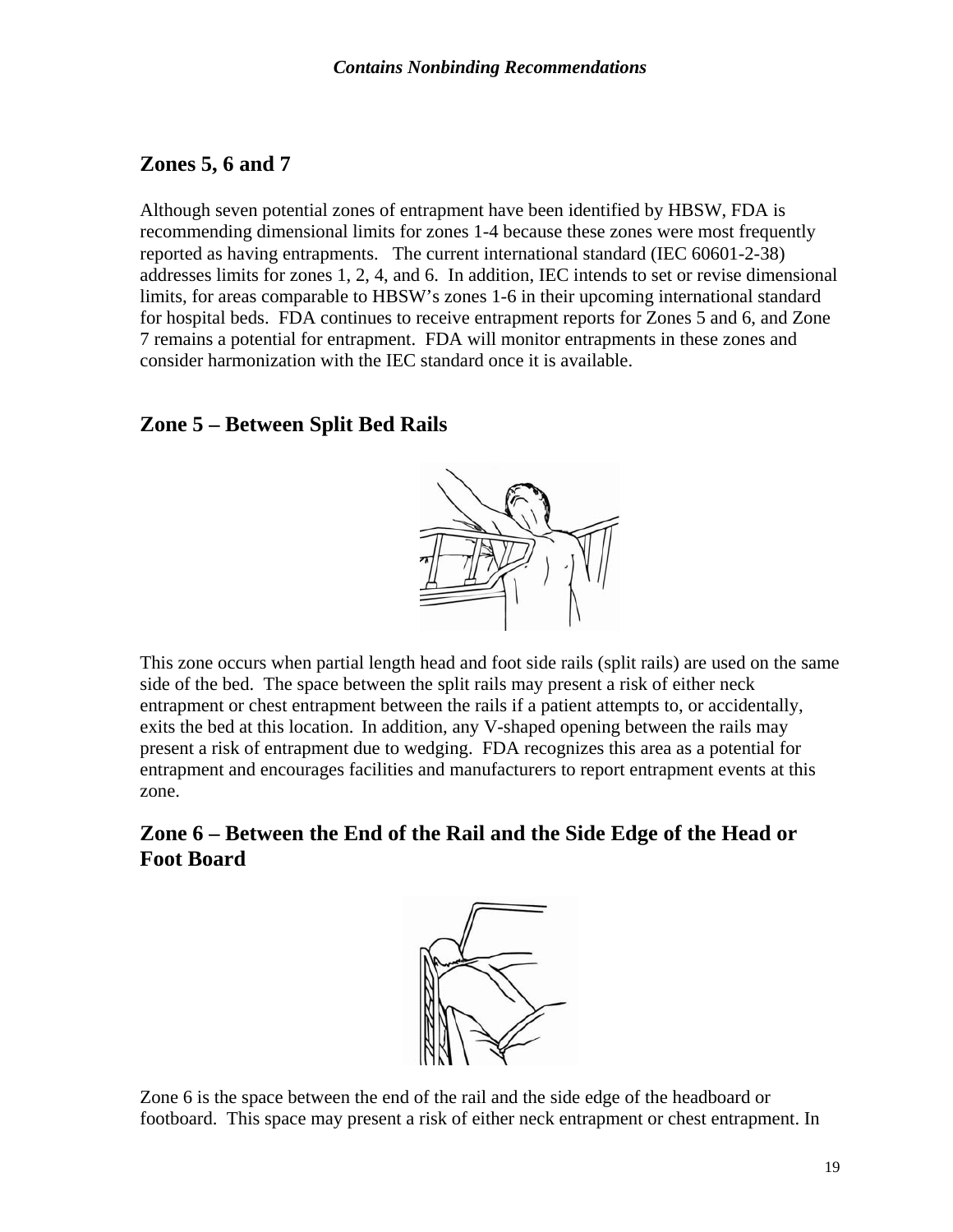## Zones 5, 6 and 7

Although seven potential zones of entrapment have been identified by HBSW, FDA is recommending dimensional limits for zones 1-4 because these zones were most frequently reported as having entrapments. The current international standard (IEC 60601-2-38) addresses limits for zones 1, 2, 4, and 6. In addition, IEC intends to set or revise dimensional limits, for areas comparable to HBSW's zones 1-6 in their upcoming international standard for hospital beds. FDA continues to receive entrapment reports for Zones 5 and 6, and Zone 7 remains a potential for entrapment. FDA will monitor entrapments in these zones and consider harmonization with the IEC standard once it is available.

## Zone 5 – Between Split Bed Rails

This zone occurs when partial length head and foot side rails (split rails) are used on the same side of the bed. The space between the split rails may present a risk of either neck entrapment or chest entrapment between the rails if a patient attempts to, or accidentally, exits the bed at this location. In addition, any V-shaped opening between the rails may present a risk of entrapment due to wedging. FDA recognizes this area as a potential for entrapment and encourages facilities and manufacturers to report entrapment events at this zone.

## Zone 6 – Between the End of the Rail and the Side Edge of the Head or Foot Board

Zone 6 is the space between the end of the rail and the side edge of the headboard or footboard. This space may present a risk of either neck entrapment or chest entrapment. In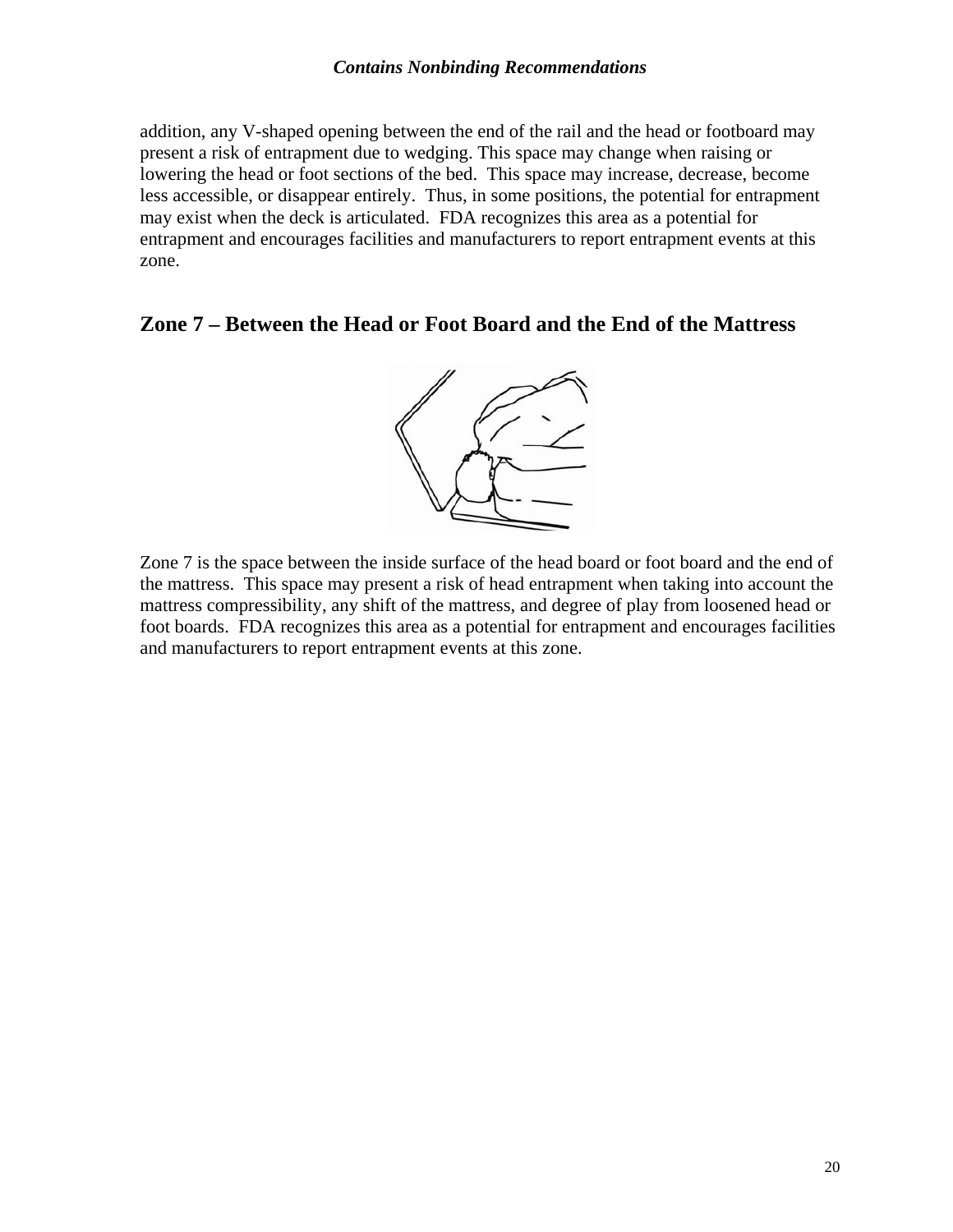addition, any V-shaped opening between the end of the rail and the head or footboard may present a risk of entrapment due to wedging. This space may change when raising or lowering the head or foot sections of the bed. This space may increase, decrease, become less accessible, or disappear entirely. Thus, in some positions, the potential for entrapment may exist when the deck is articulated. FDA recognizes this area as a potential for entrapment and encourages facilities and manufacturers to report entrapment events at this zone.

## Zone 7 – Between the Head or Foot Board and the End of the Mattress

Zone 7 is the space between the inside surface of the head board or foot board and the end of the mattress. This space may present a risk of head entrapment when taking into account the mattress compressibility, any shift of the mattress, and degree of play from loosened head or foot boards. FDA recognizes this area as a potential for entrapment and encourages facilities and manufacturers to report entrapment events at this zone.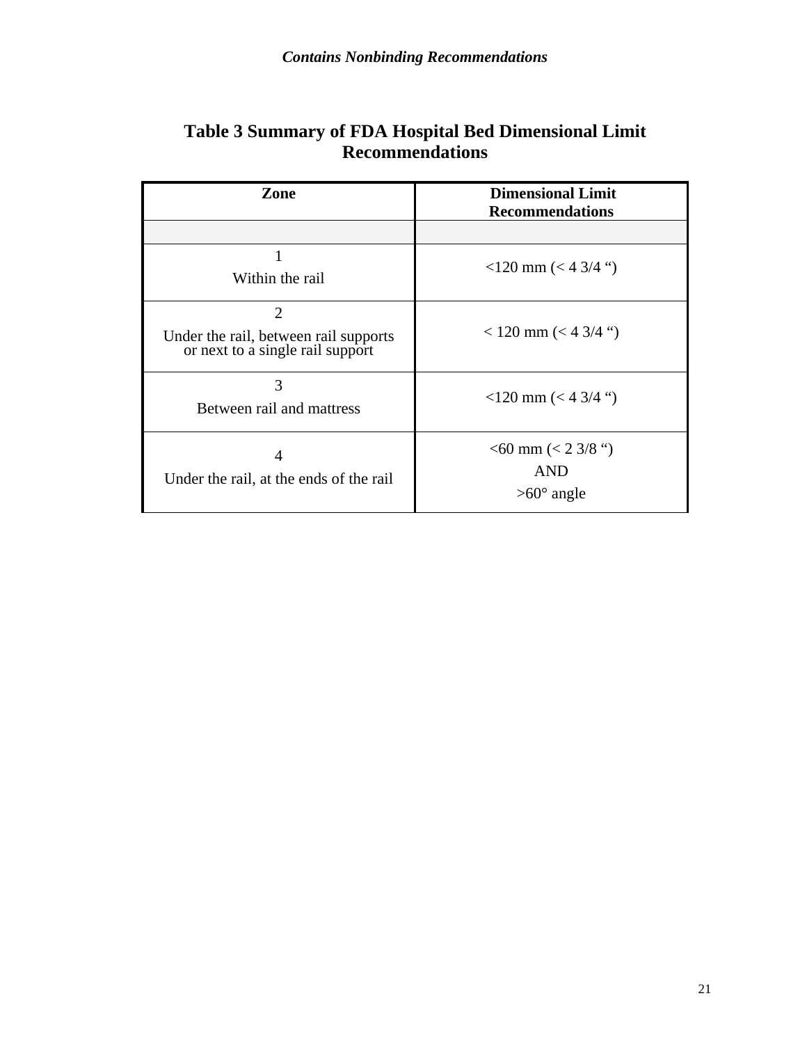## Table 3 Summary of FDA Hospital Bed Dimensional Limit Recommendations

| Zone | Dimensional Limit Recommendations |
|---|---|
| | |
| 1<br>Within the rail | <120 mm (< 4 3/4 “) |
| 2<br>Under the rail, between rail supports or next to a single rail support | < 120 mm (< 4 3/4 “) |
| 3<br>Between rail and mattress | <120 mm (< 4 3/4 “) |
| 4<br>Under the rail, at the ends of the rail | <60 mm (< 2 3/8 “)<br>AND<br>>60° angle |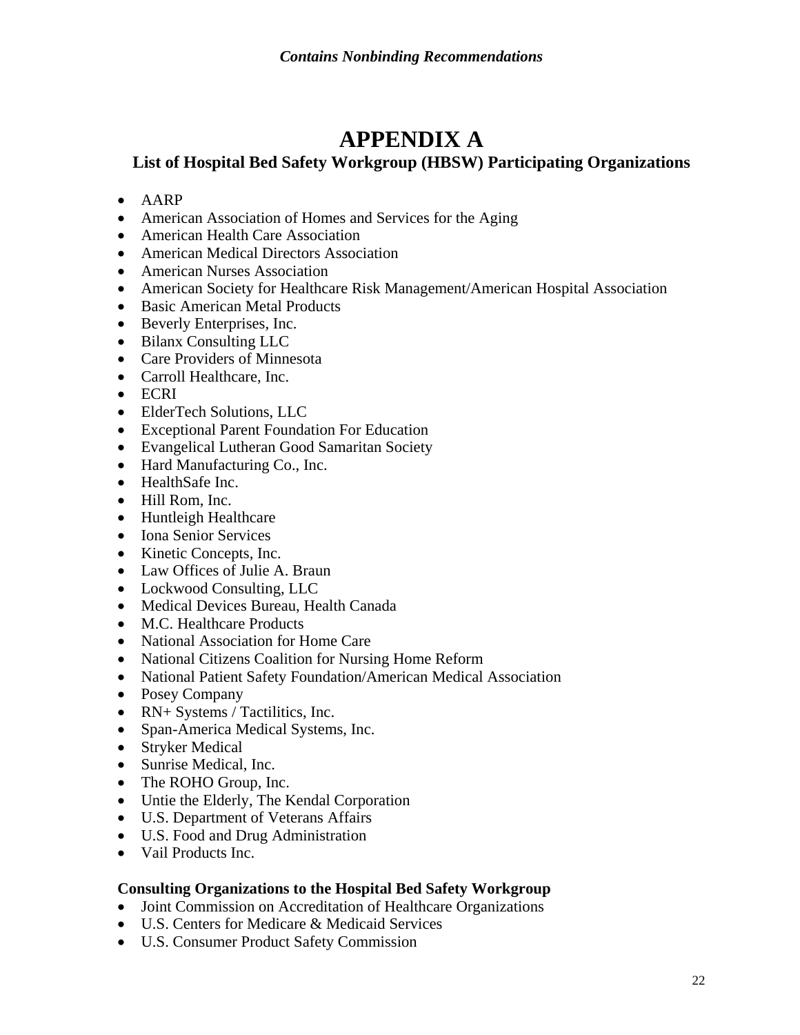# APPENDIX A

## List of Hospital Bed Safety Workgroup (HBSW) Participating Organizations

- AARP
- American Association of Homes and Services for the Aging
- American Health Care Association
- American Medical Directors Association
- American Nurses Association
- American Society for Healthcare Risk Management/American Hospital Association
- Basic American Metal Products
- Beverly Enterprises, Inc.
- Bilanx Consulting LLC
- Care Providers of Minnesota
- Carroll Healthcare, Inc.
- ECRI
- ElderTech Solutions, LLC
- Exceptional Parent Foundation For Education
- Evangelical Lutheran Good Samaritan Society
- Hard Manufacturing Co., Inc.
- HealthSafe Inc.
- Hill Rom, Inc.
- Huntleigh Healthcare
- Iona Senior Services
- Kinetic Concepts, Inc.
- Law Offices of Julie A. Braun
- Lockwood Consulting, LLC
- Medical Devices Bureau, Health Canada
- M.C. Healthcare Products
- National Association for Home Care
- National Citizens Coalition for Nursing Home Reform
- National Patient Safety Foundation/American Medical Association
- Posey Company
- RN+ Systems / Tactilitics, Inc.
- Span-America Medical Systems, Inc.
- Stryker Medical
- Sunrise Medical, Inc.
- The ROHO Group, Inc.
- Untie the Elderly, The Kendal Corporation
- U.S. Department of Veterans Affairs
- U.S. Food and Drug Administration
- Vail Products Inc.

**Consulting Organizations to the Hospital Bed Safety Workgroup**

- Joint Commission on Accreditation of Healthcare Organizations
- U.S. Centers for Medicare & Medicaid Services
- U.S. Consumer Product Safety Commission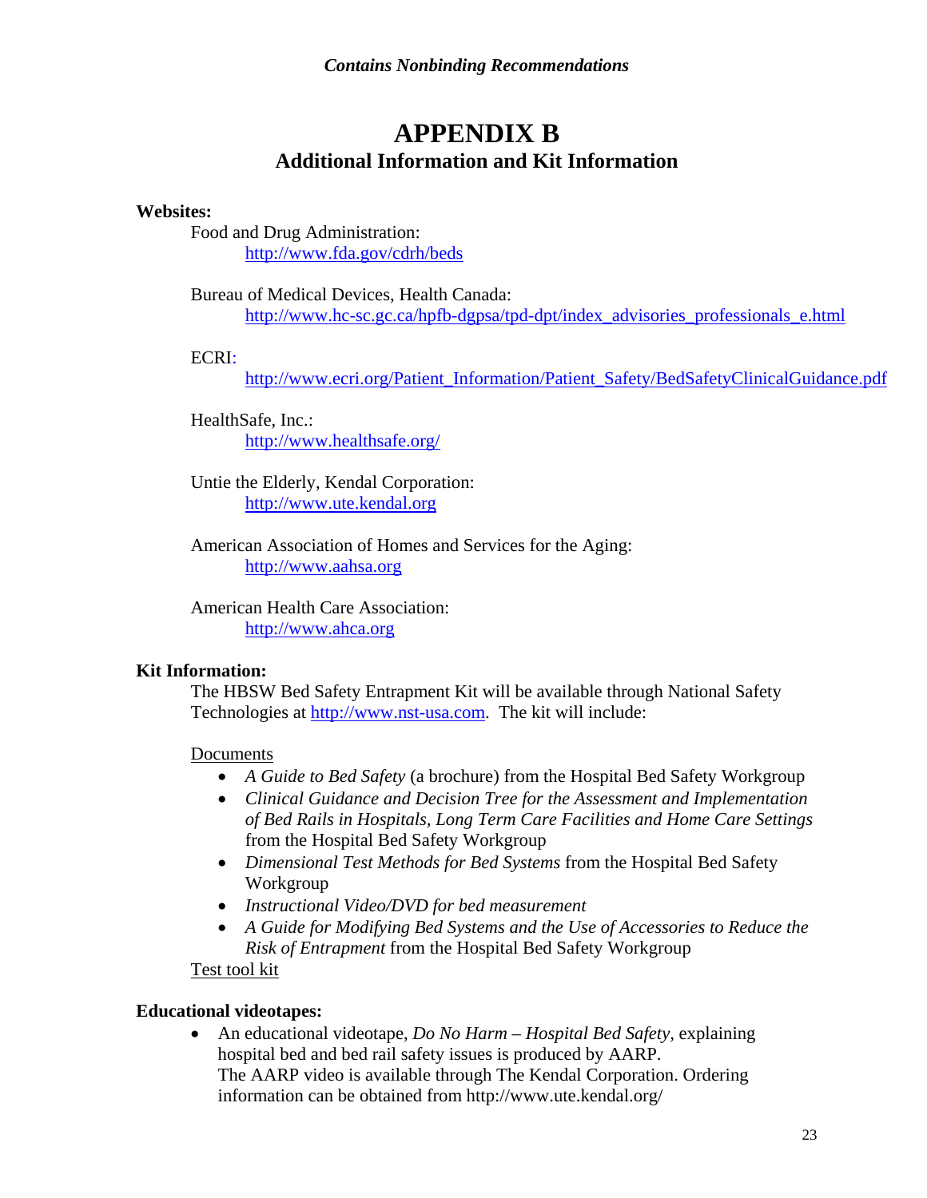# APPENDIX B

## Additional Information and Kit Information

**Websites:**

Food and Drug Administration:
http://www.fda.gov/cdrh/beds

Bureau of Medical Devices, Health Canada:
http://www.hc-sc.gc.ca/hpfb-dgpsa/tpd-dpt/index_advisories_professionals_e.html

ECRI:
http://www.ecri.org/Patient_Information/Patient_Safety/BedSafetyClinicalGuidance.pdf

HealthSafe, Inc.:
http://www.healthsafe.org/

Untie the Elderly, Kendal Corporation:
http://www.ute.kendal.org

American Association of Homes and Services for the Aging:
http://www.aahsa.org

American Health Care Association:
http://www.ahca.org

**Kit Information:**

The HBSW Bed Safety Entrapment Kit will be available through National Safety Technologies at http://www.nst-usa.com. The kit will include:

Documents

- *A Guide to Bed Safety* (a brochure) from the Hospital Bed Safety Workgroup
- *Clinical Guidance and Decision Tree for the Assessment and Implementation of Bed Rails in Hospitals, Long Term Care Facilities and Home Care Settings* from the Hospital Bed Safety Workgroup
- *Dimensional Test Methods for Bed Systems* from the Hospital Bed Safety Workgroup
- *Instructional Video/DVD for bed measurement*
- *A Guide for Modifying Bed Systems and the Use of Accessories to Reduce the Risk of Entrapment* from the Hospital Bed Safety Workgroup

Test tool kit

**Educational videotapes:**

- An educational videotape, *Do No Harm – Hospital Bed Safety*, explaining hospital bed and bed rail safety issues is produced by AARP. The AARP video is available through The Kendal Corporation. Ordering information can be obtained from http://www.ute.kendal.org/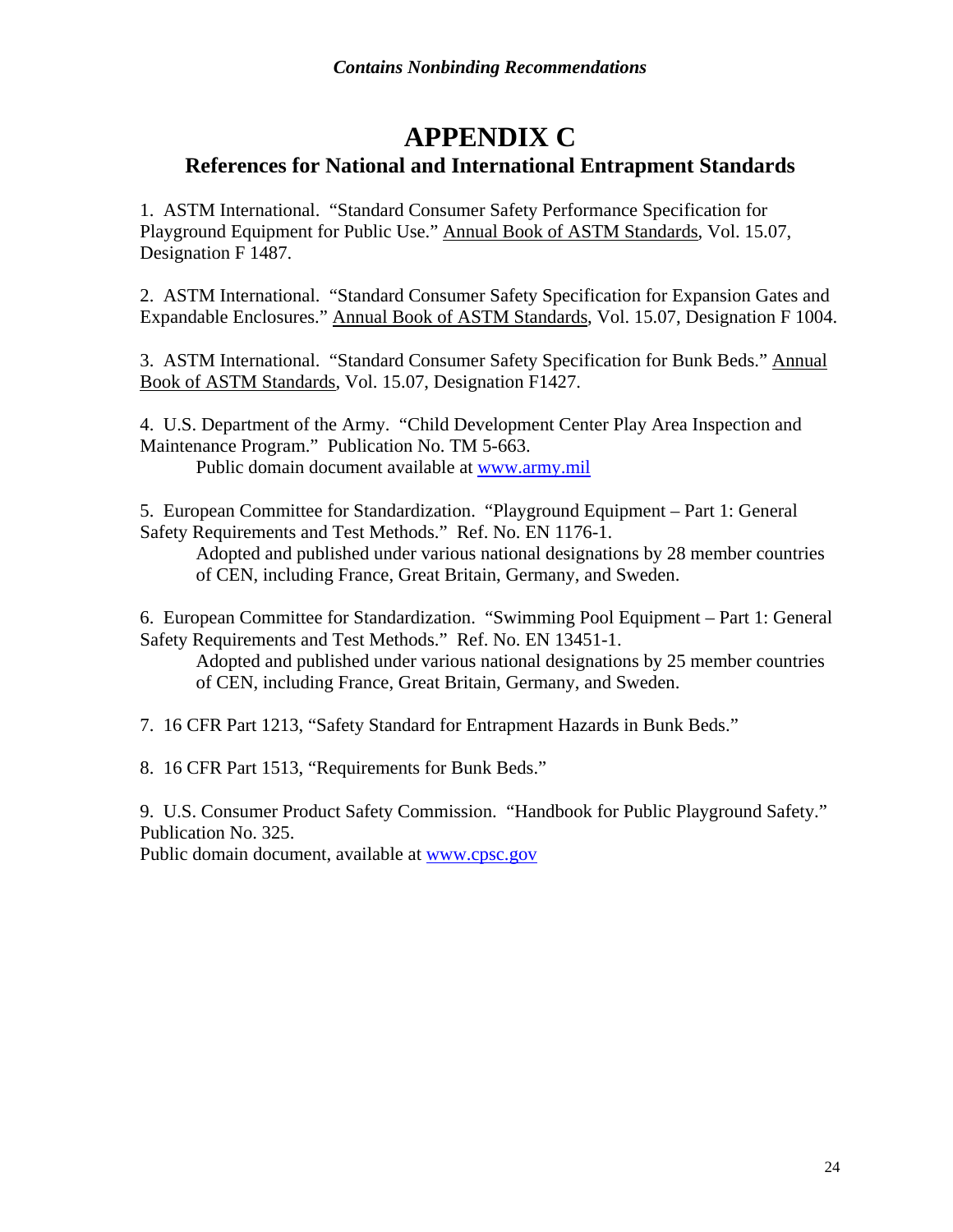# APPENDIX C

## References for National and International Entrapment Standards

1. ASTM International. "Standard Consumer Safety Performance Specification for Playground Equipment for Public Use." Annual Book of ASTM Standards, Vol. 15.07, Designation F 1487.

2. ASTM International. "Standard Consumer Safety Specification for Expansion Gates and Expandable Enclosures." Annual Book of ASTM Standards, Vol. 15.07, Designation F 1004.

3. ASTM International. "Standard Consumer Safety Specification for Bunk Beds." Annual Book of ASTM Standards, Vol. 15.07, Designation F1427.

4. U.S. Department of the Army. "Child Development Center Play Area Inspection and Maintenance Program." Publication No. TM 5-663.
   Public domain document available at www.army.mil

5. European Committee for Standardization. "Playground Equipment – Part 1: General Safety Requirements and Test Methods." Ref. No. EN 1176-1.
   Adopted and published under various national designations by 28 member countries of CEN, including France, Great Britain, Germany, and Sweden.

6. European Committee for Standardization. "Swimming Pool Equipment – Part 1: General Safety Requirements and Test Methods." Ref. No. EN 13451-1.
   Adopted and published under various national designations by 25 member countries of CEN, including France, Great Britain, Germany, and Sweden.

7. 16 CFR Part 1213, "Safety Standard for Entrapment Hazards in Bunk Beds."

8. 16 CFR Part 1513, "Requirements for Bunk Beds."

9. U.S. Consumer Product Safety Commission. "Handbook for Public Playground Safety." Publication No. 325.
Public domain document, available at www.cpsc.gov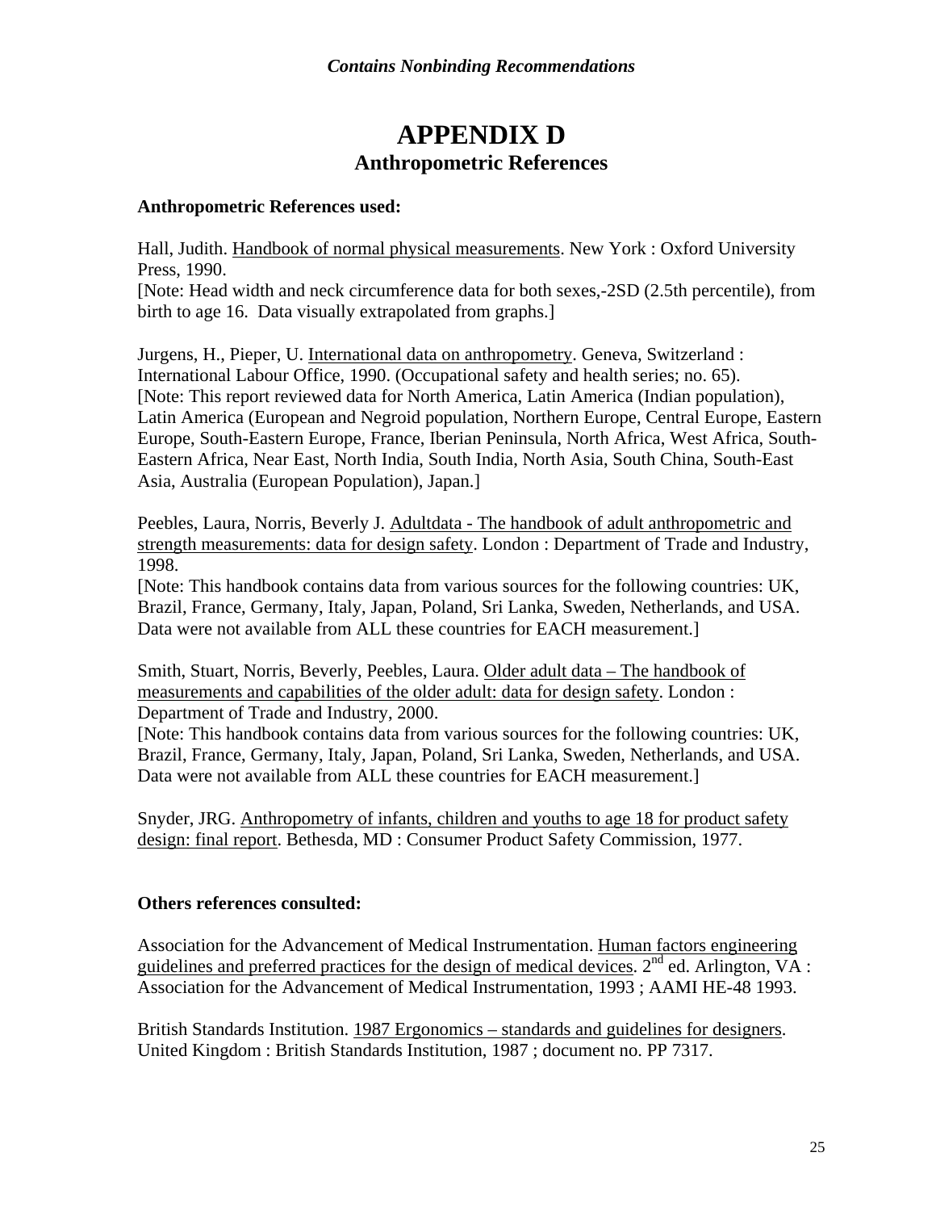*Contains Nonbinding Recommendations*

# APPENDIX D
## Anthropometric References

**Anthropometric References used:**

Hall, Judith. Handbook of normal physical measurements. New York : Oxford University Press, 1990.
[Note: Head width and neck circumference data for both sexes,-2SD (2.5th percentile), from birth to age 16. Data visually extrapolated from graphs.]

Jurgens, H., Pieper, U. International data on anthropometry. Geneva, Switzerland : International Labour Office, 1990. (Occupational safety and health series; no. 65).
[Note: This report reviewed data for North America, Latin America (Indian population), Latin America (European and Negroid population, Northern Europe, Central Europe, Eastern Europe, South-Eastern Europe, France, Iberian Peninsula, North Africa, West Africa, South-Eastern Africa, Near East, North India, South India, North Asia, South China, South-East Asia, Australia (European Population), Japan.]

Peebles, Laura, Norris, Beverly J. Adultdata - The handbook of adult anthropometric and strength measurements: data for design safety. London : Department of Trade and Industry, 1998.
[Note: This handbook contains data from various sources for the following countries: UK, Brazil, France, Germany, Italy, Japan, Poland, Sri Lanka, Sweden, Netherlands, and USA. Data were not available from ALL these countries for EACH measurement.]

Smith, Stuart, Norris, Beverly, Peebles, Laura. Older adult data – The handbook of measurements and capabilities of the older adult: data for design safety. London : Department of Trade and Industry, 2000.
[Note: This handbook contains data from various sources for the following countries: UK, Brazil, France, Germany, Italy, Japan, Poland, Sri Lanka, Sweden, Netherlands, and USA. Data were not available from ALL these countries for EACH measurement.]

Snyder, JRG. Anthropometry of infants, children and youths to age 18 for product safety design: final report. Bethesda, MD : Consumer Product Safety Commission, 1977.

**Others references consulted:**

Association for the Advancement of Medical Instrumentation. Human factors engineering guidelines and preferred practices for the design of medical devices. 2nd ed. Arlington, VA : Association for the Advancement of Medical Instrumentation, 1993 ; AAMI HE-48 1993.

British Standards Institution. 1987 Ergonomics – standards and guidelines for designers. United Kingdom : British Standards Institution, 1987 ; document no. PP 7317.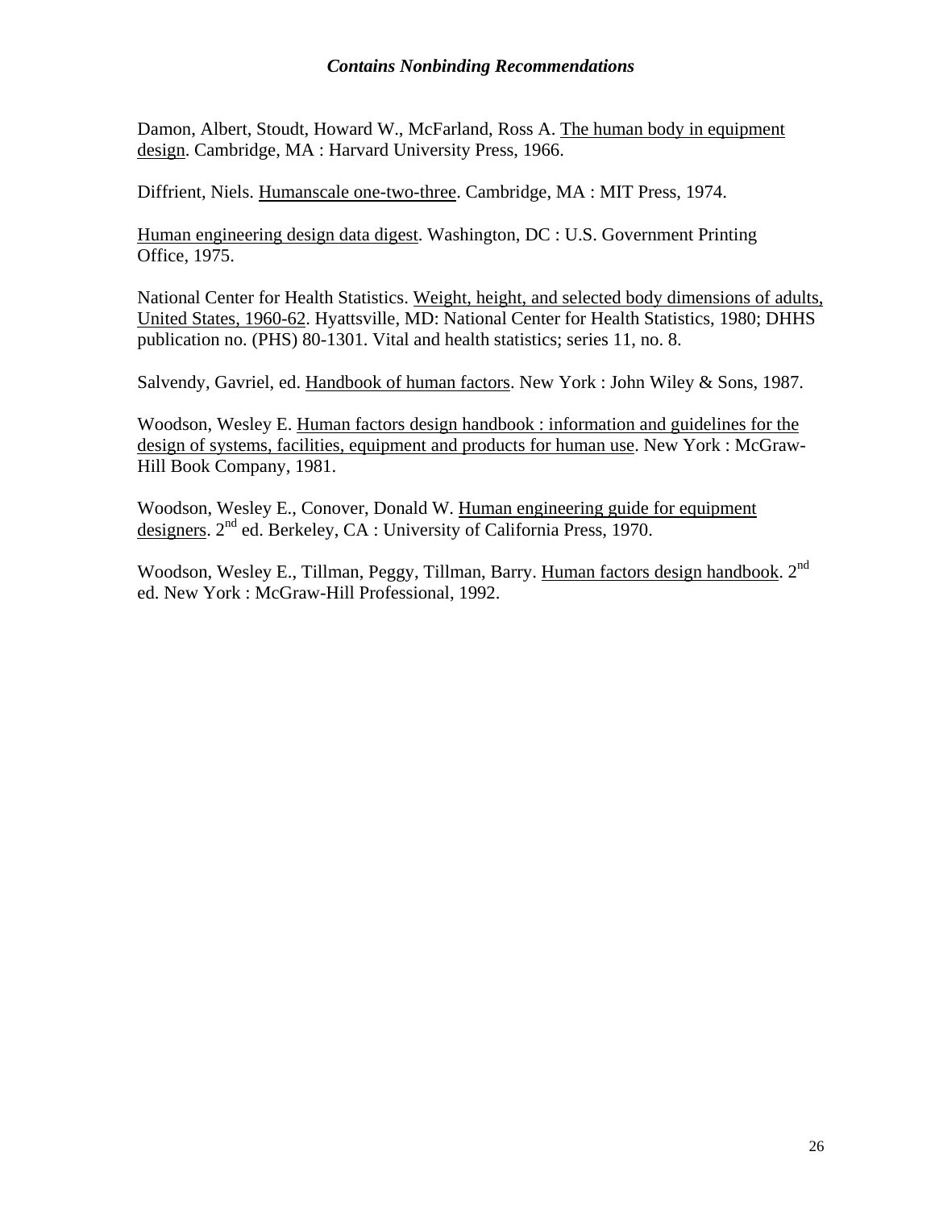Damon, Albert, Stoudt, Howard W., McFarland, Ross A. The human body in equipment design. Cambridge, MA : Harvard University Press, 1966.

Diffrient, Niels. Humanscale one-two-three. Cambridge, MA : MIT Press, 1974.

Human engineering design data digest. Washington, DC : U.S. Government Printing Office, 1975.

National Center for Health Statistics. Weight, height, and selected body dimensions of adults, United States, 1960-62. Hyattsville, MD: National Center for Health Statistics, 1980; DHHS publication no. (PHS) 80-1301. Vital and health statistics; series 11, no. 8.

Salvendy, Gavriel, ed. Handbook of human factors. New York : John Wiley & Sons, 1987.

Woodson, Wesley E. Human factors design handbook : information and guidelines for the design of systems, facilities, equipment and products for human use. New York : McGraw-Hill Book Company, 1981.

Woodson, Wesley E., Conover, Donald W. Human engineering guide for equipment designers. 2nd ed. Berkeley, CA : University of California Press, 1970.

Woodson, Wesley E., Tillman, Peggy, Tillman, Barry. Human factors design handbook. 2nd ed. New York : McGraw-Hill Professional, 1992.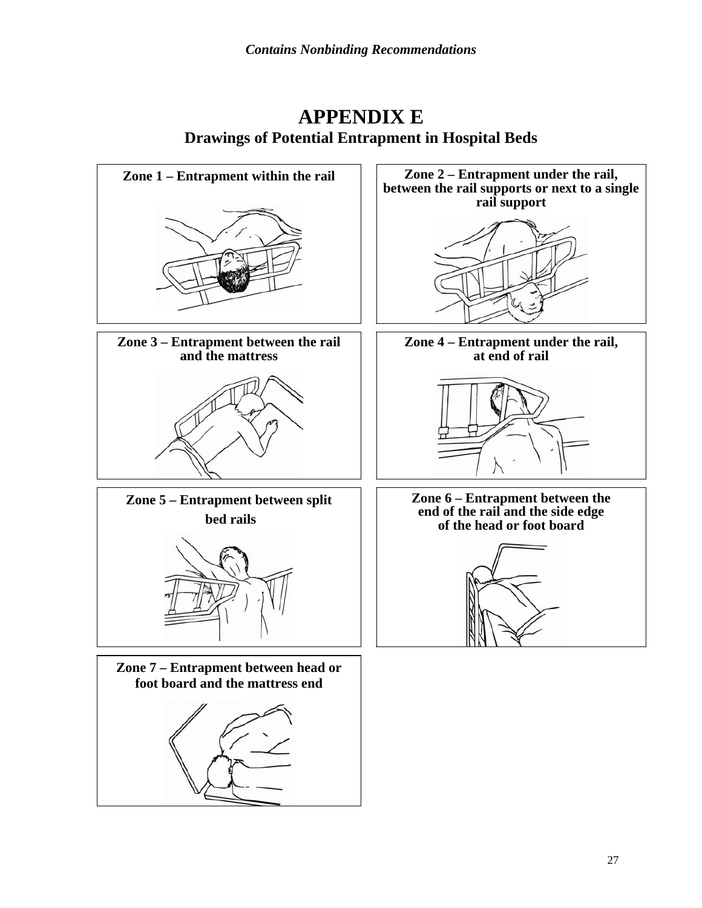*Contains Nonbinding Recommendations*

# APPENDIX E

## Drawings of Potential Entrapment in Hospital Beds

**Zone 1 – Entrapment within the rail**

**Zone 2 – Entrapment under the rail, between the rail supports or next to a single rail support**

**Zone 3 – Entrapment between the rail and the mattress**

**Zone 4 – Entrapment under the rail, at end of rail**

**Zone 5 – Entrapment between split bed rails**

**Zone 6 – Entrapment between the end of the rail and the side edge of the head or foot board**

**Zone 7 – Entrapment between head or foot board and the mattress end**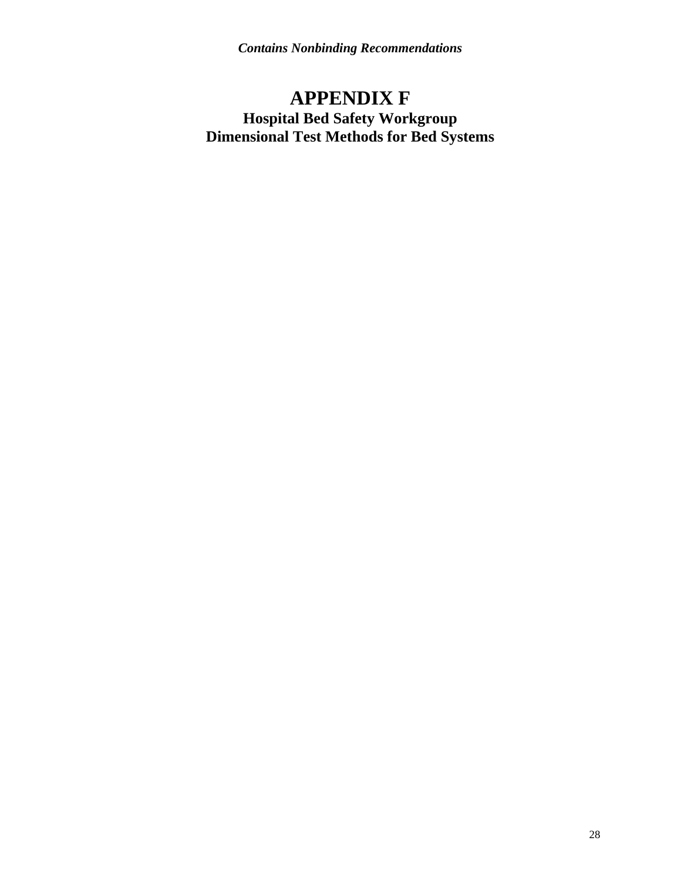# APPENDIX F

## Hospital Bed Safety Workgroup
## Dimensional Test Methods for Bed Systems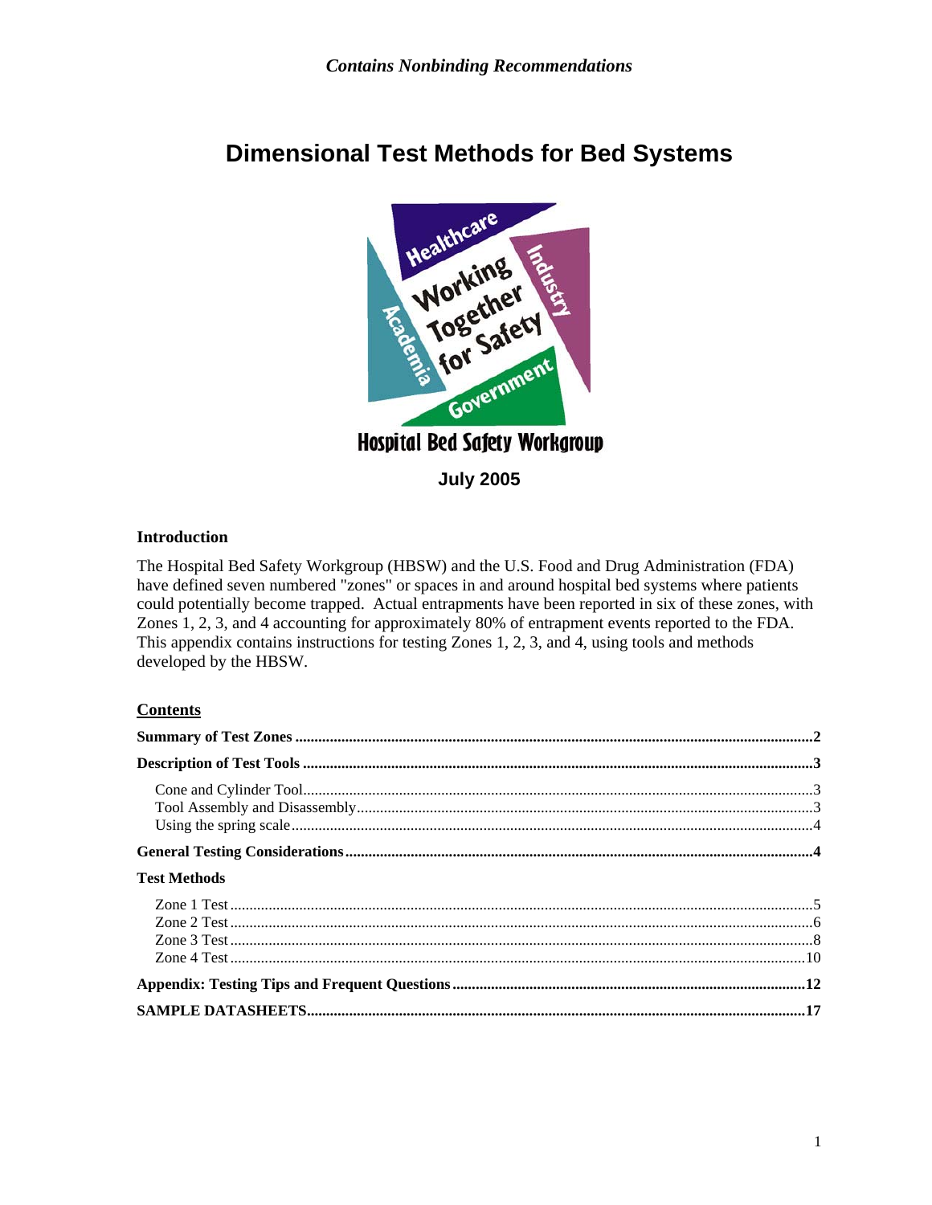*Contains Nonbinding Recommendations*

# Dimensional Test Methods for Bed Systems

Hospital Bed Safety Workgroup

**July 2005**

### Introduction

The Hospital Bed Safety Workgroup (HBSW) and the U.S. Food and Drug Administration (FDA) have defined seven numbered "zones" or spaces in and around hospital bed systems where patients could potentially become trapped. Actual entrapments have been reported in six of these zones, with Zones 1, 2, 3, and 4 accounting for approximately 80% of entrapment events reported to the FDA. This appendix contains instructions for testing Zones 1, 2, 3, and 4, using tools and methods developed by the HBSW.

### Contents

**Summary of Test Zones** ............................................................ **2**

**Description of Test Tools** ............................................................ **3**

- Cone and Cylinder Tool ............................................................ 3
- Tool Assembly and Disassembly ............................................................ 3
- Using the spring scale ............................................................ 4

**General Testing Considerations** ............................................................ **4**

**Test Methods**

- Zone 1 Test ............................................................ 5
- Zone 2 Test ............................................................ 6
- Zone 3 Test ............................................................ 8
- Zone 4 Test ............................................................ 10

**Appendix: Testing Tips and Frequent Questions** ............................................................ **12**

**SAMPLE DATASHEETS** ............................................................ **17**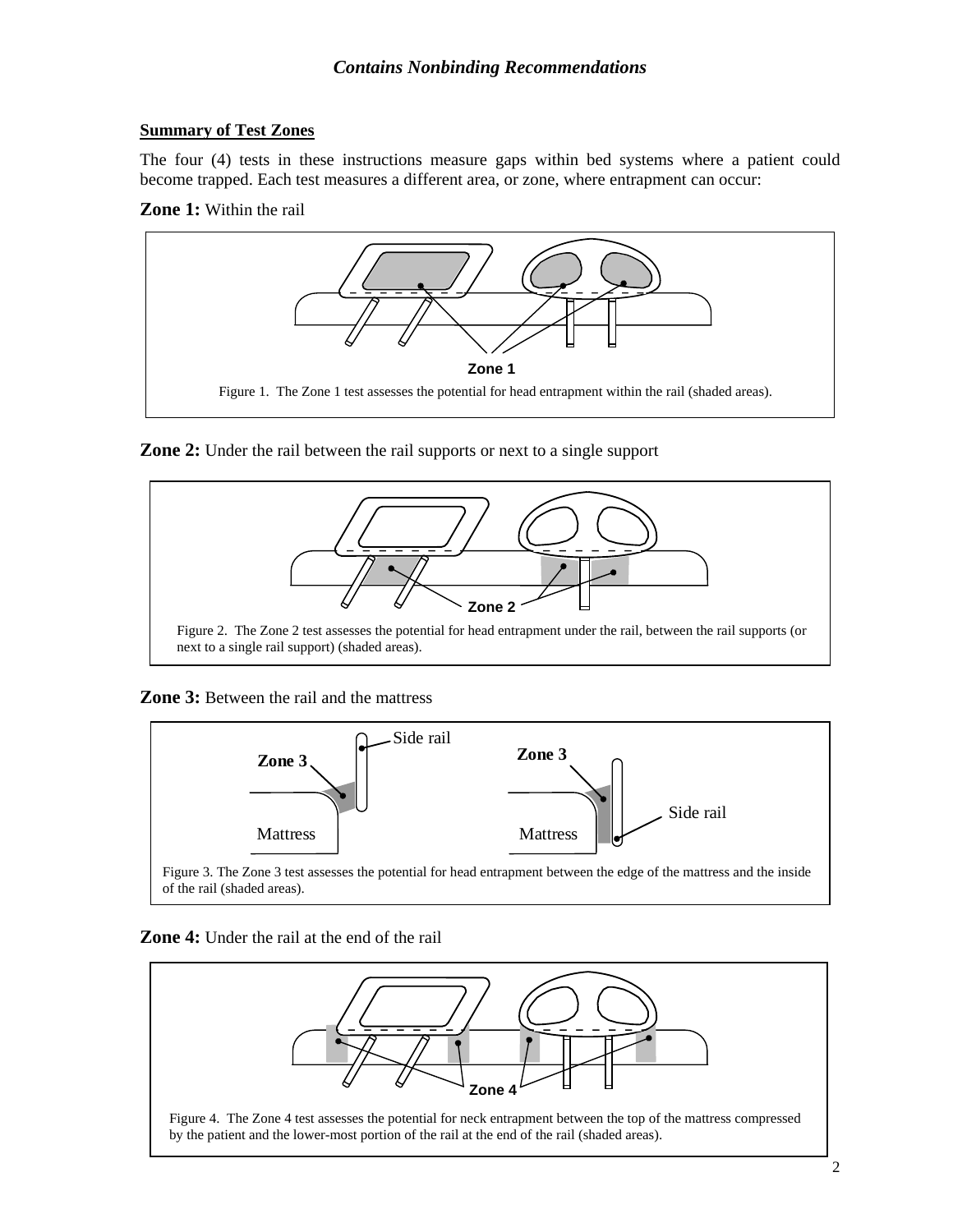*Contains Nonbinding Recommendations*

**Summary of Test Zones**

The four (4) tests in these instructions measure gaps within bed systems where a patient could become trapped. Each test measures a different area, or zone, where entrapment can occur:

**Zone 1:** Within the rail

Figure 1. The Zone 1 test assesses the potential for head entrapment within the rail (shaded areas).

**Zone 2:** Under the rail between the rail supports or next to a single support

Figure 2. The Zone 2 test assesses the potential for head entrapment under the rail, between the rail supports (or next to a single rail support) (shaded areas).

**Zone 3:** Between the rail and the mattress

Figure 3. The Zone 3 test assesses the potential for head entrapment between the edge of the mattress and the inside of the rail (shaded areas).

**Zone 4:** Under the rail at the end of the rail

Figure 4. The Zone 4 test assesses the potential for neck entrapment between the top of the mattress compressed by the patient and the lower-most portion of the rail at the end of the rail (shaded areas).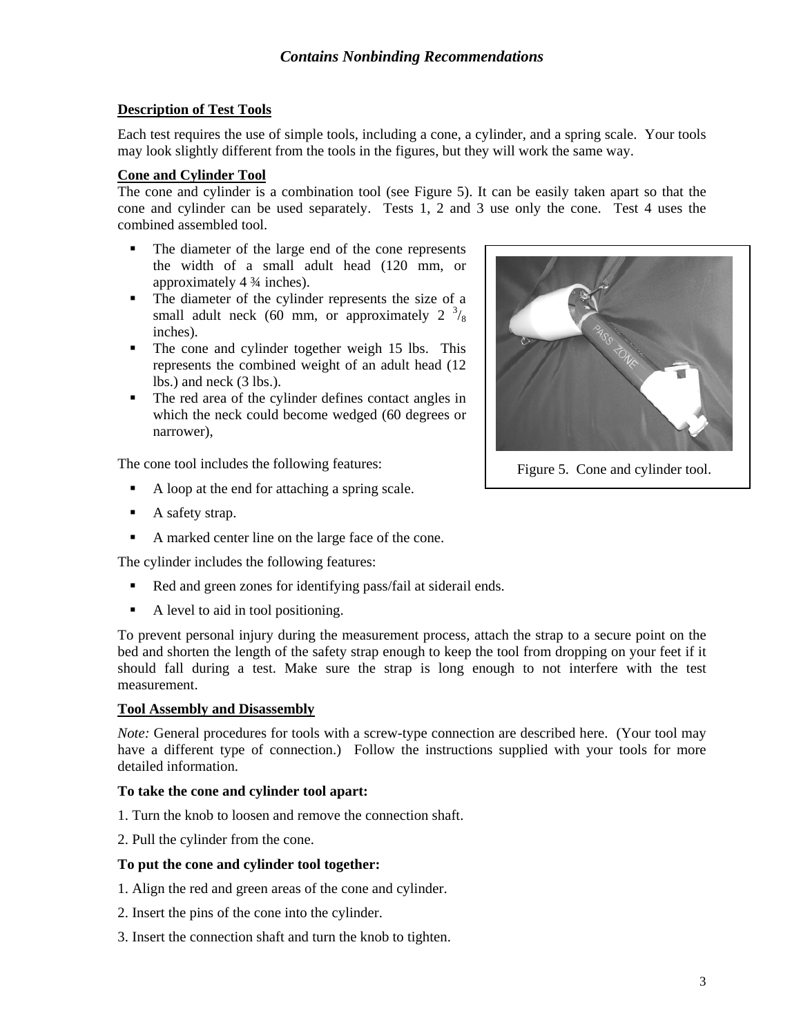## Description of Test Tools

Each test requires the use of simple tools, including a cone, a cylinder, and a spring scale. Your tools may look slightly different from the tools in the figures, but they will work the same way.

### Cone and Cylinder Tool

The cone and cylinder is a combination tool (see Figure 5). It can be easily taken apart so that the cone and cylinder can be used separately. Tests 1, 2 and 3 use only the cone. Test 4 uses the combined assembled tool.

- The diameter of the large end of the cone represents the width of a small adult head (120 mm, or approximately 4 ¾ inches).
- The diameter of the cylinder represents the size of a small adult neck (60 mm, or approximately 2 $^{3}/_{8}$ inches).
- The cone and cylinder together weigh 15 lbs. This represents the combined weight of an adult head (12 lbs.) and neck (3 lbs.).
- The red area of the cylinder defines contact angles in which the neck could become wedged (60 degrees or narrower),

Figure 5. Cone and cylinder tool.

The cone tool includes the following features:

- A loop at the end for attaching a spring scale.
- A safety strap.
- A marked center line on the large face of the cone.

The cylinder includes the following features:

- Red and green zones for identifying pass/fail at siderail ends.
- A level to aid in tool positioning.

To prevent personal injury during the measurement process, attach the strap to a secure point on the bed and shorten the length of the safety strap enough to keep the tool from dropping on your feet if it should fall during a test. Make sure the strap is long enough to not interfere with the test measurement.

### Tool Assembly and Disassembly

*Note:* General procedures for tools with a screw-type connection are described here. (Your tool may have a different type of connection.) Follow the instructions supplied with your tools for more detailed information.

**To take the cone and cylinder tool apart:**

1. Turn the knob to loosen and remove the connection shaft.

2. Pull the cylinder from the cone.

**To put the cone and cylinder tool together:**

1. Align the red and green areas of the cone and cylinder.

2. Insert the pins of the cone into the cylinder.

3. Insert the connection shaft and turn the knob to tighten.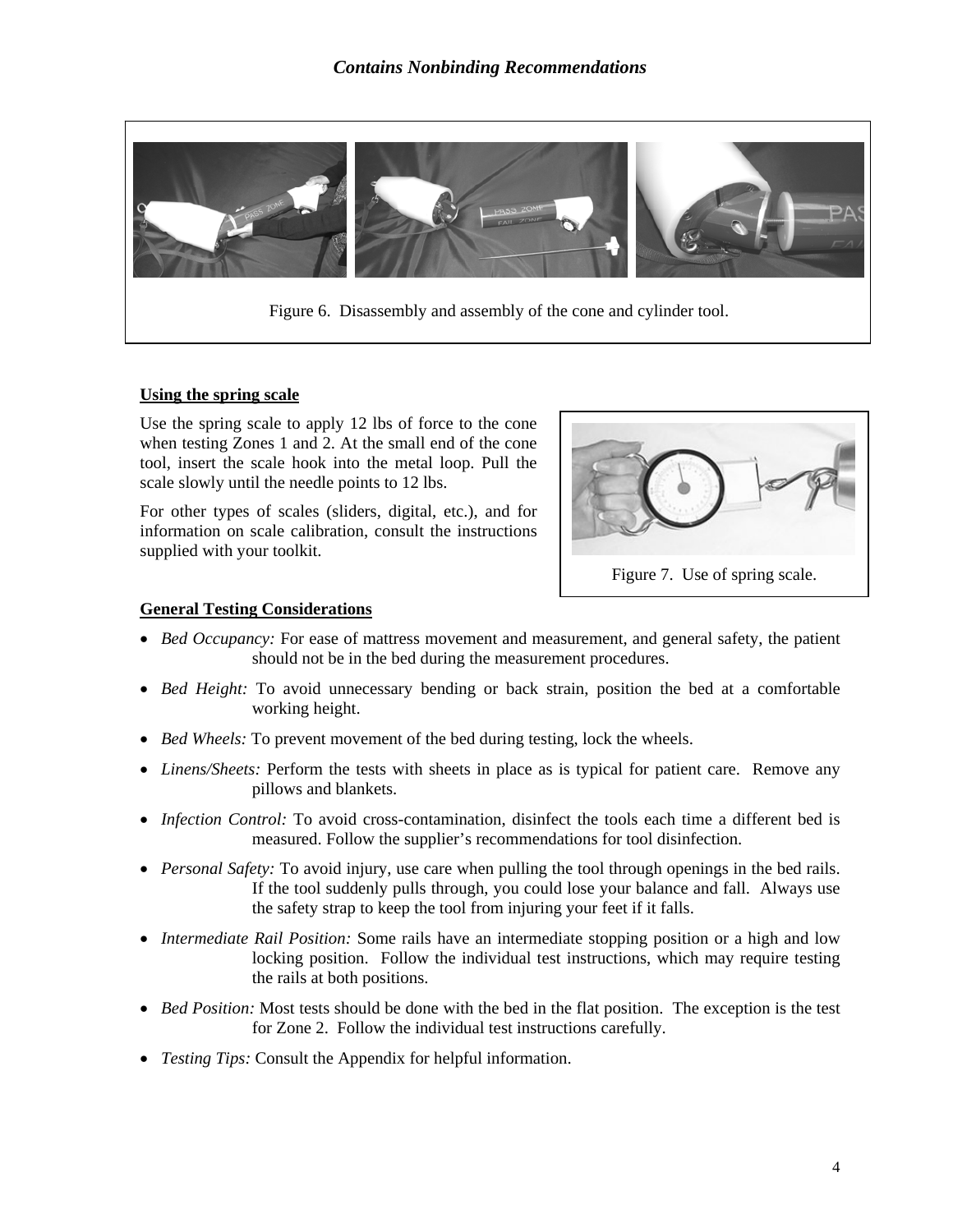Figure 6. Disassembly and assembly of the cone and cylinder tool.

**Using the spring scale**

Use the spring scale to apply 12 lbs of force to the cone when testing Zones 1 and 2. At the small end of the cone tool, insert the scale hook into the metal loop. Pull the scale slowly until the needle points to 12 lbs.

For other types of scales (sliders, digital, etc.), and for information on scale calibration, consult the instructions supplied with your toolkit.

Figure 7. Use of spring scale.

**General Testing Considerations**

- *Bed Occupancy:* For ease of mattress movement and measurement, and general safety, the patient should not be in the bed during the measurement procedures.
- *Bed Height:* To avoid unnecessary bending or back strain, position the bed at a comfortable working height.
- *Bed Wheels:* To prevent movement of the bed during testing, lock the wheels.
- *Linens/Sheets:* Perform the tests with sheets in place as is typical for patient care. Remove any pillows and blankets.
- *Infection Control:* To avoid cross-contamination, disinfect the tools each time a different bed is measured. Follow the supplier's recommendations for tool disinfection.
- *Personal Safety:* To avoid injury, use care when pulling the tool through openings in the bed rails. If the tool suddenly pulls through, you could lose your balance and fall. Always use the safety strap to keep the tool from injuring your feet if it falls.
- *Intermediate Rail Position:* Some rails have an intermediate stopping position or a high and low locking position. Follow the individual test instructions, which may require testing the rails at both positions.
- *Bed Position:* Most tests should be done with the bed in the flat position. The exception is the test for Zone 2. Follow the individual test instructions carefully.
- *Testing Tips:* Consult the Appendix for helpful information.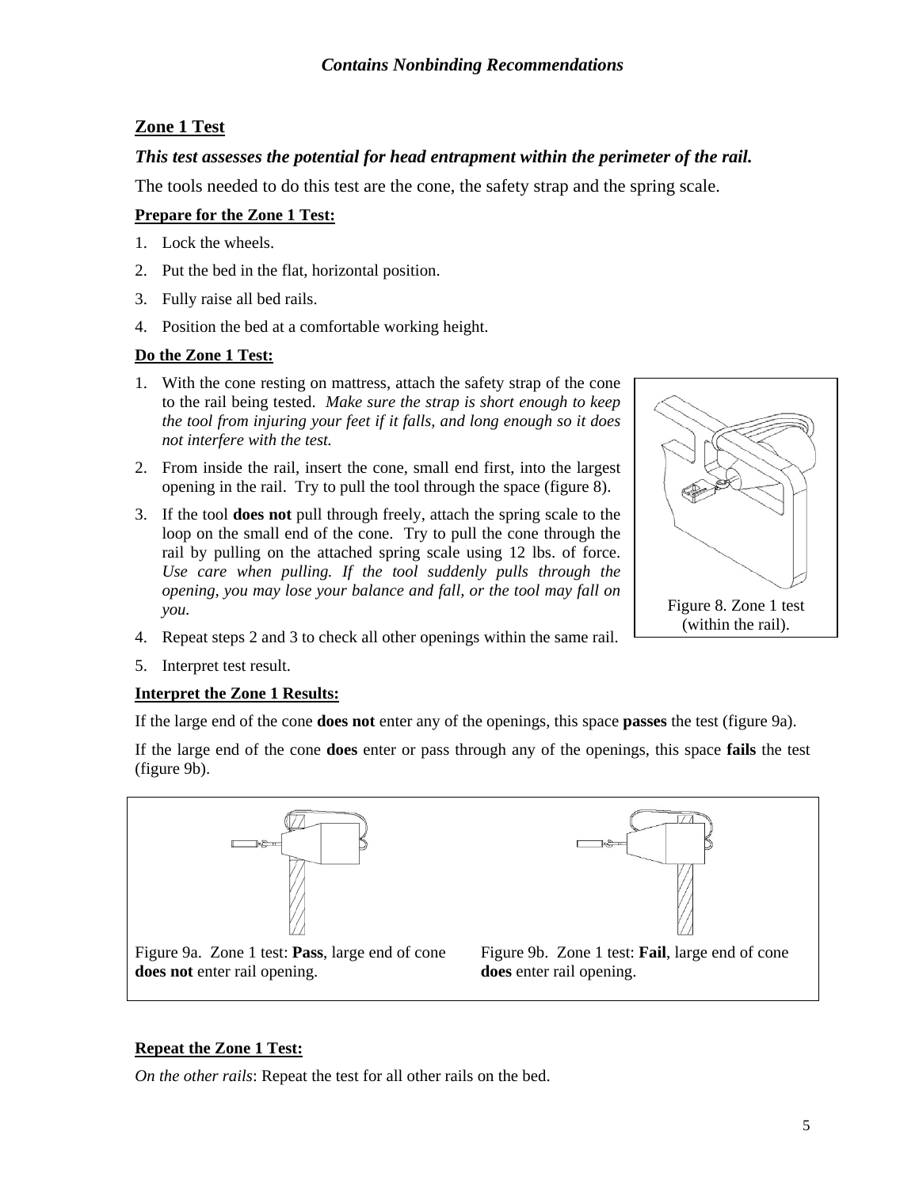## Zone 1 Test

***This test assesses the potential for head entrapment within the perimeter of the rail.***

The tools needed to do this test are the cone, the safety strap and the spring scale.

**Prepare for the Zone 1 Test:**

1. Lock the wheels.
2. Put the bed in the flat, horizontal position.
3. Fully raise all bed rails.
4. Position the bed at a comfortable working height.

**Do the Zone 1 Test:**

1. With the cone resting on mattress, attach the safety strap of the cone to the rail being tested. *Make sure the strap is short enough to keep the tool from injuring your feet if it falls, and long enough so it does not interfere with the test.*
2. From inside the rail, insert the cone, small end first, into the largest opening in the rail. Try to pull the tool through the space (figure 8).
3. If the tool **does not** pull through freely, attach the spring scale to the loop on the small end of the cone. Try to pull the cone through the rail by pulling on the attached spring scale using 12 lbs. of force. *Use care when pulling. If the tool suddenly pulls through the opening, you may lose your balance and fall, or the tool may fall on you.*
4. Repeat steps 2 and 3 to check all other openings within the same rail.
5. Interpret test result.

Figure 8. Zone 1 test (within the rail).

**Interpret the Zone 1 Results:**

If the large end of the cone **does not** enter any of the openings, this space **passes** the test (figure 9a).

If the large end of the cone **does** enter or pass through any of the openings, this space **fails** the test (figure 9b).

Figure 9a. Zone 1 test: **Pass**, large end of cone **does not** enter rail opening.

Figure 9b. Zone 1 test: **Fail**, large end of cone **does** enter rail opening.

**Repeat the Zone 1 Test:**

*On the other rails*: Repeat the test for all other rails on the bed.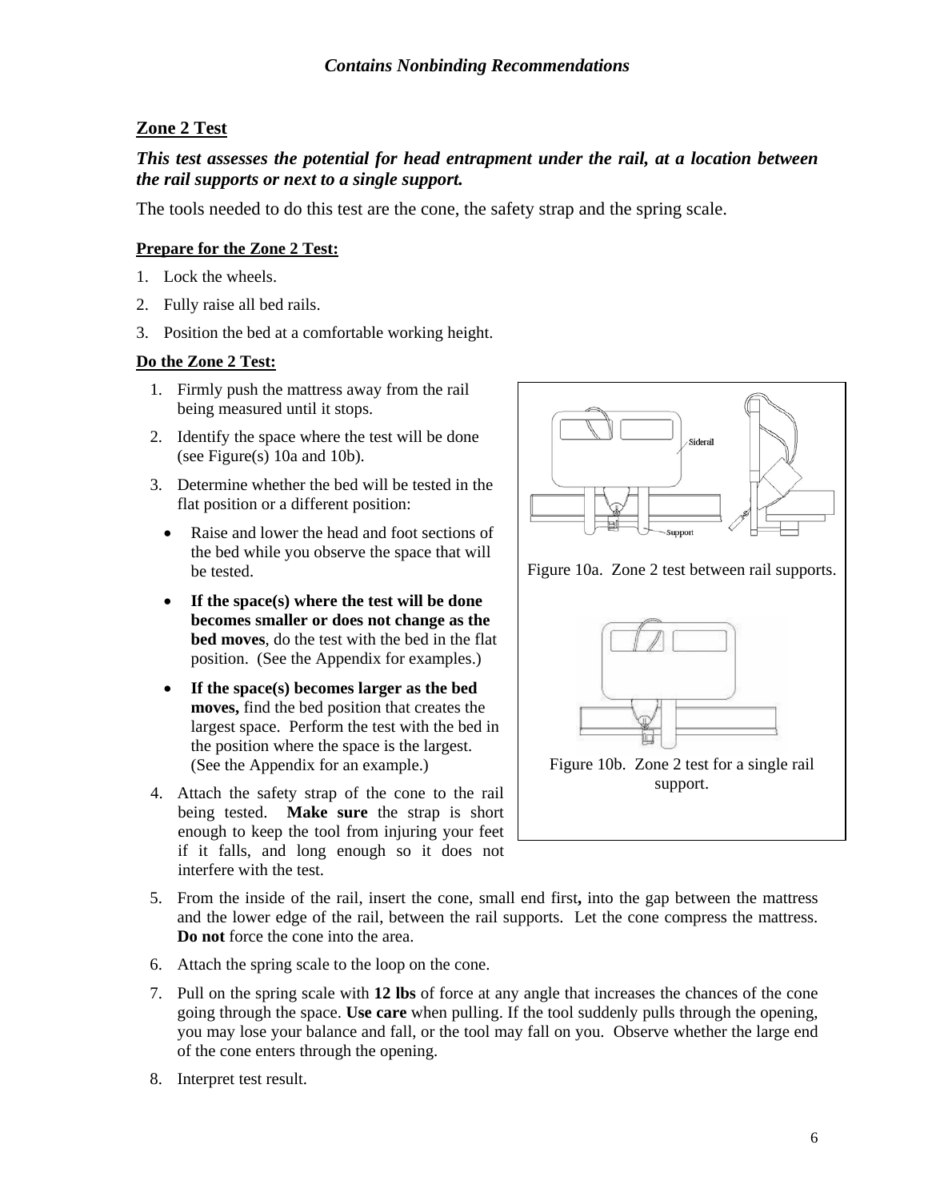## Zone 2 Test

***This test assesses the potential for head entrapment under the rail, at a location between the rail supports or next to a single support.***

The tools needed to do this test are the cone, the safety strap and the spring scale.

**Prepare for the Zone 2 Test:**

1. Lock the wheels.
2. Fully raise all bed rails.
3. Position the bed at a comfortable working height.

**Do the Zone 2 Test:**

1. Firmly push the mattress away from the rail being measured until it stops.
2. Identify the space where the test will be done (see Figure(s) 10a and 10b).
3. Determine whether the bed will be tested in the flat position or a different position:
   - Raise and lower the head and foot sections of the bed while you observe the space that will be tested.
   - **If the space(s) where the test will be done becomes smaller or does not change as the bed moves**, do the test with the bed in the flat position. (See the Appendix for examples.)
   - **If the space(s) becomes larger as the bed moves,** find the bed position that creates the largest space. Perform the test with the bed in the position where the space is the largest. (See the Appendix for an example.)
4. Attach the safety strap of the cone to the rail being tested. **Make sure** the strap is short enough to keep the tool from injuring your feet if it falls, and long enough so it does not interfere with the test.
5. From the inside of the rail, insert the cone, small end first**,** into the gap between the mattress and the lower edge of the rail, between the rail supports. Let the cone compress the mattress. **Do not** force the cone into the area.
6. Attach the spring scale to the loop on the cone.
7. Pull on the spring scale with **12 lbs** of force at any angle that increases the chances of the cone going through the space. **Use care** when pulling. If the tool suddenly pulls through the opening, you may lose your balance and fall, or the tool may fall on you. Observe whether the large end of the cone enters through the opening.
8. Interpret test result.

Siderail

Support

Figure 10a. Zone 2 test between rail supports.

Figure 10b. Zone 2 test for a single rail support.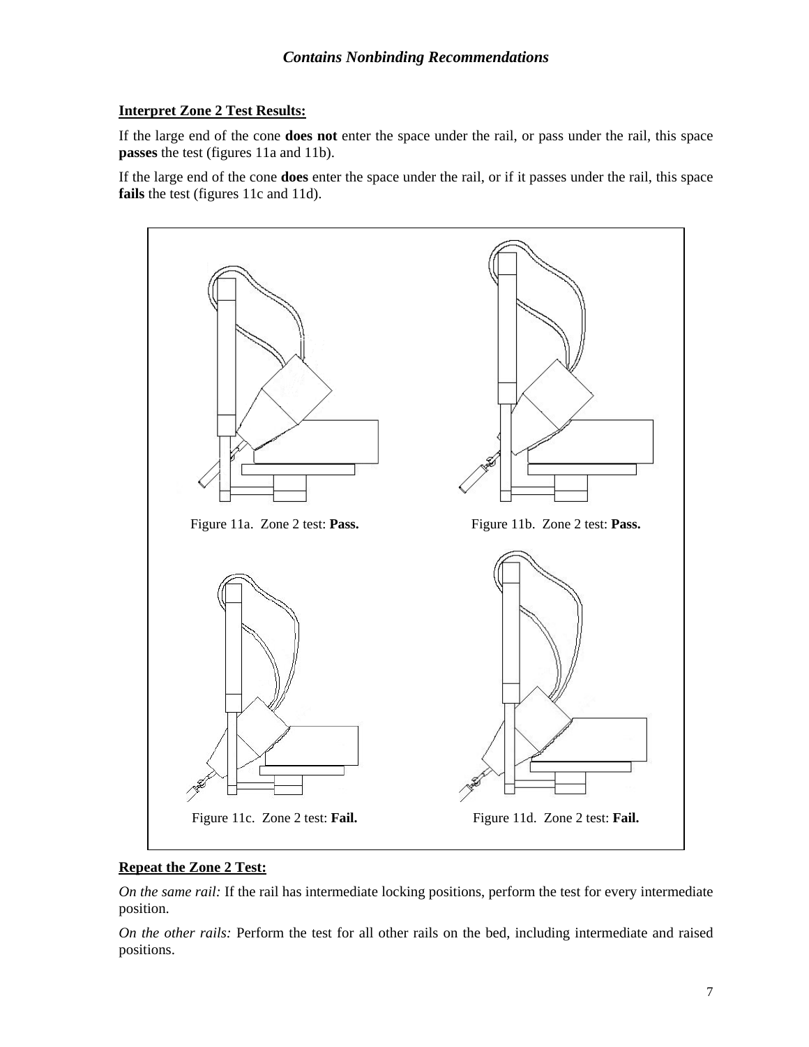**Interpret Zone 2 Test Results:**

If the large end of the cone **does not** enter the space under the rail, or pass under the rail, this space **passes** the test (figures 11a and 11b).

If the large end of the cone **does** enter the space under the rail, or if it passes under the rail, this space **fails** the test (figures 11c and 11d).

Figure 11a. Zone 2 test: **Pass.**

Figure 11b. Zone 2 test: **Pass.**

Figure 11c. Zone 2 test: **Fail.**

Figure 11d. Zone 2 test: **Fail.**

**Repeat the Zone 2 Test:**

*On the same rail:* If the rail has intermediate locking positions, perform the test for every intermediate position.

*On the other rails:* Perform the test for all other rails on the bed, including intermediate and raised positions.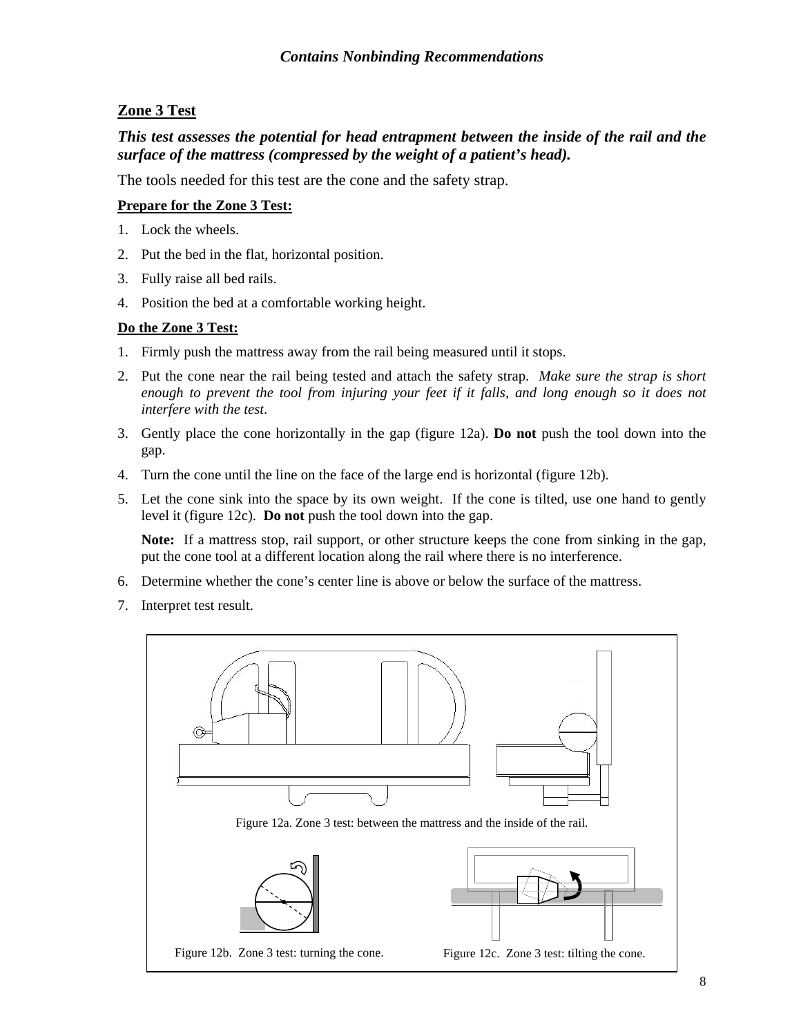*Contains Nonbinding Recommendations*

## Zone 3 Test

***This test assesses the potential for head entrapment between the inside of the rail and the surface of the mattress (compressed by the weight of a patient's head).***

The tools needed for this test are the cone and the safety strap.

**Prepare for the Zone 3 Test:**

1. Lock the wheels.
2. Put the bed in the flat, horizontal position.
3. Fully raise all bed rails.
4. Position the bed at a comfortable working height.

**Do the Zone 3 Test:**

1. Firmly push the mattress away from the rail being measured until it stops.
2. Put the cone near the rail being tested and attach the safety strap. *Make sure the strap is short enough to prevent the tool from injuring your feet if it falls, and long enough so it does not interfere with the test.*
3. Gently place the cone horizontally in the gap (figure 12a). **Do not** push the tool down into the gap.
4. Turn the cone until the line on the face of the large end is horizontal (figure 12b).
5. Let the cone sink into the space by its own weight. If the cone is tilted, use one hand to gently level it (figure 12c). **Do not** push the tool down into the gap.

   **Note:** If a mattress stop, rail support, or other structure keeps the cone from sinking in the gap, put the cone tool at a different location along the rail where there is no interference.
6. Determine whether the cone's center line is above or below the surface of the mattress.
7. Interpret test result.

Figure 12a. Zone 3 test: between the mattress and the inside of the rail.

Figure 12b. Zone 3 test: turning the cone.

Figure 12c. Zone 3 test: tilting the cone.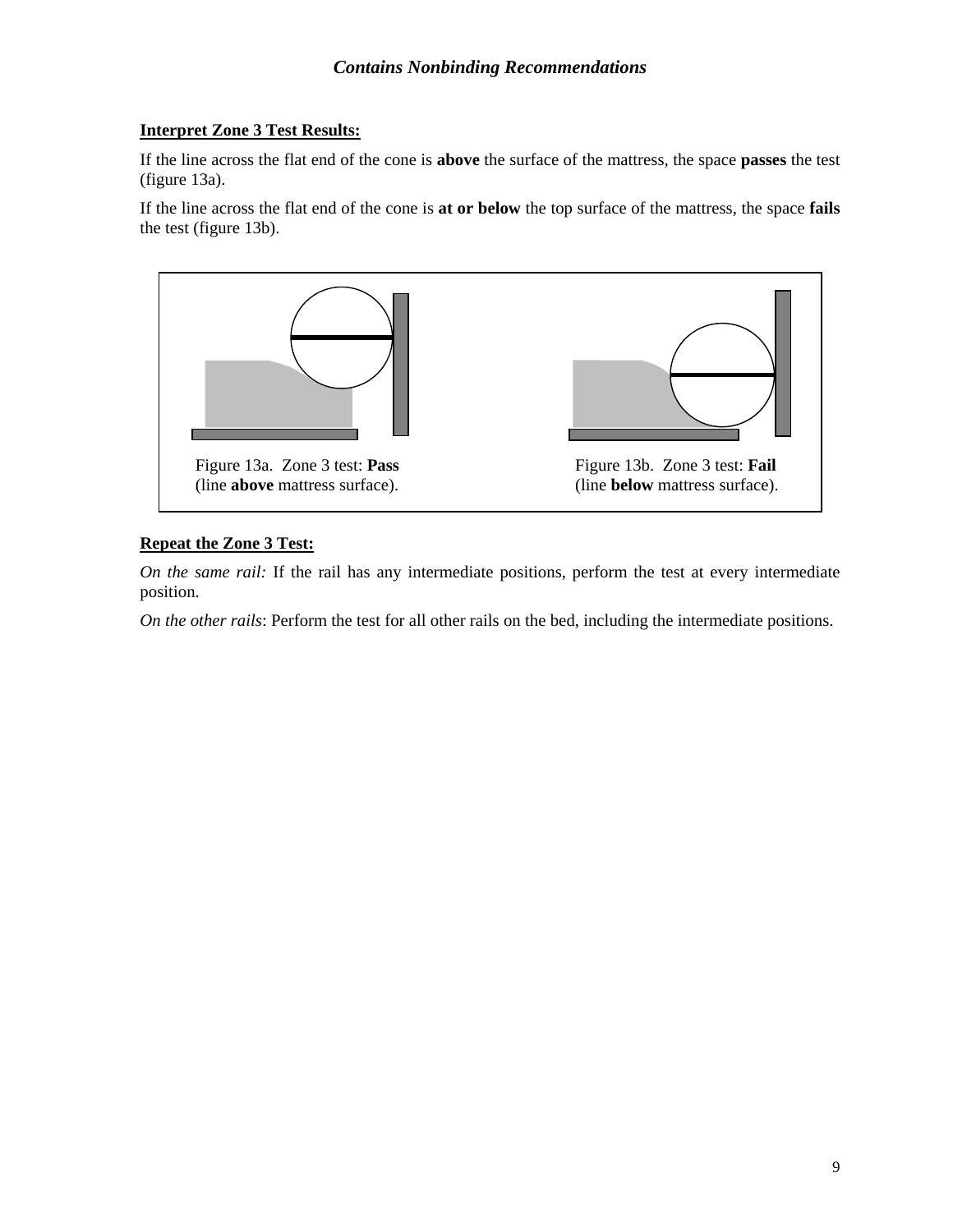**Interpret Zone 3 Test Results:**

If the line across the flat end of the cone is **above** the surface of the mattress, the space **passes** the test (figure 13a).

If the line across the flat end of the cone is **at or below** the top surface of the mattress, the space **fails** the test (figure 13b).

Figure 13a. Zone 3 test: **Pass** (line **above** mattress surface).

Figure 13b. Zone 3 test: **Fail** (line **below** mattress surface).

**Repeat the Zone 3 Test:**

*On the same rail:* If the rail has any intermediate positions, perform the test at every intermediate position.

*On the other rails*: Perform the test for all other rails on the bed, including the intermediate positions.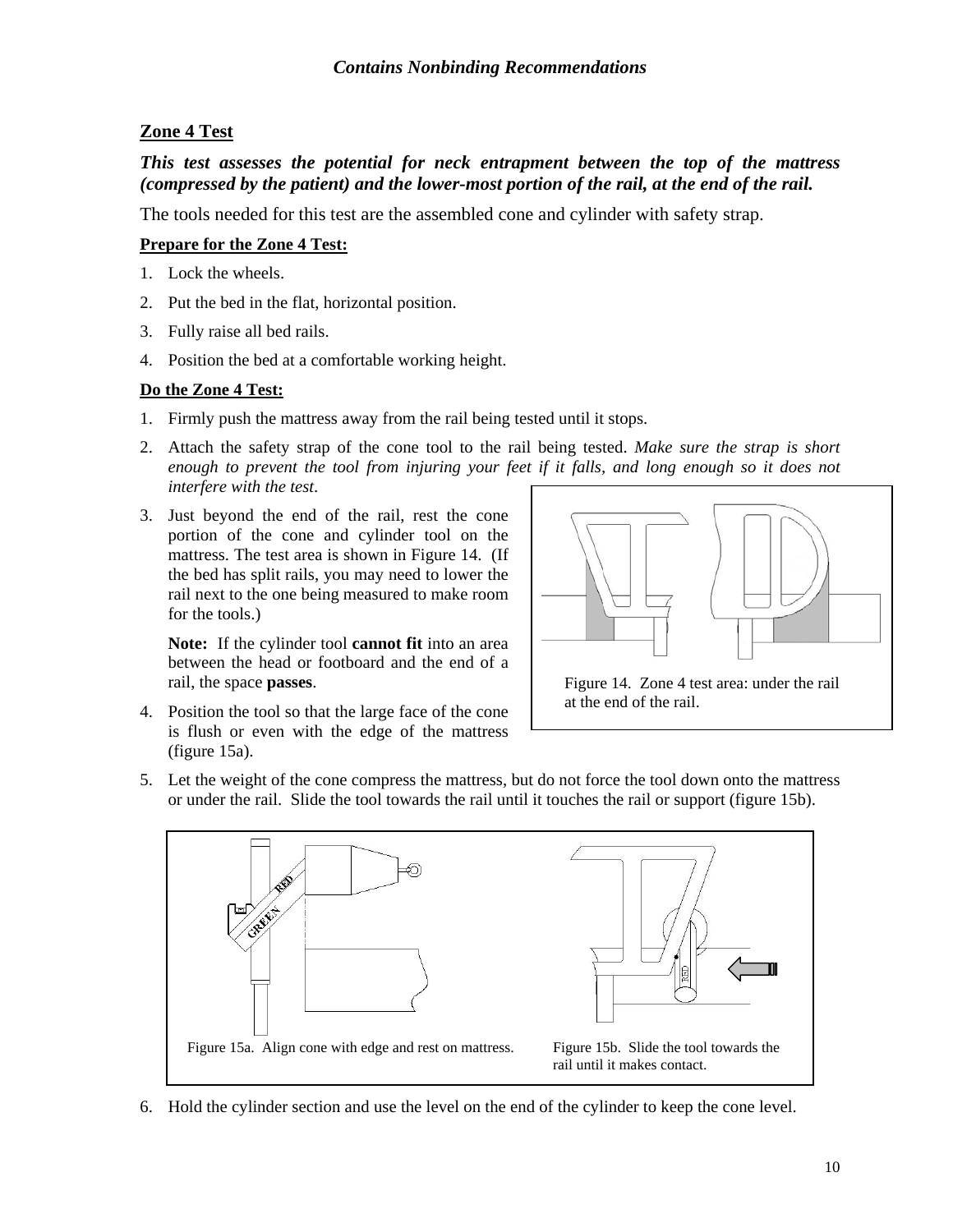## Zone 4 Test

***This test assesses the potential for neck entrapment between the top of the mattress (compressed by the patient) and the lower-most portion of the rail, at the end of the rail.***

The tools needed for this test are the assembled cone and cylinder with safety strap.

**Prepare for the Zone 4 Test:**

1. Lock the wheels.
2. Put the bed in the flat, horizontal position.
3. Fully raise all bed rails.
4. Position the bed at a comfortable working height.

**Do the Zone 4 Test:**

1. Firmly push the mattress away from the rail being tested until it stops.
2. Attach the safety strap of the cone tool to the rail being tested. *Make sure the strap is short enough to prevent the tool from injuring your feet if it falls, and long enough so it does not interfere with the test.*
3. Just beyond the end of the rail, rest the cone portion of the cone and cylinder tool on the mattress. The test area is shown in Figure 14. (If the bed has split rails, you may need to lower the rail next to the one being measured to make room for the tools.)

   **Note:** If the cylinder tool **cannot fit** into an area between the head or footboard and the end of a rail, the space **passes**.

4. Position the tool so that the large face of the cone is flush or even with the edge of the mattress (figure 15a).

Figure 14. Zone 4 test area: under the rail at the end of the rail.

5. Let the weight of the cone compress the mattress, but do not force the tool down onto the mattress or under the rail. Slide the tool towards the rail until it touches the rail or support (figure 15b).

Figure 15a. Align cone with edge and rest on mattress.

Figure 15b. Slide the tool towards the rail until it makes contact.

6. Hold the cylinder section and use the level on the end of the cylinder to keep the cone level.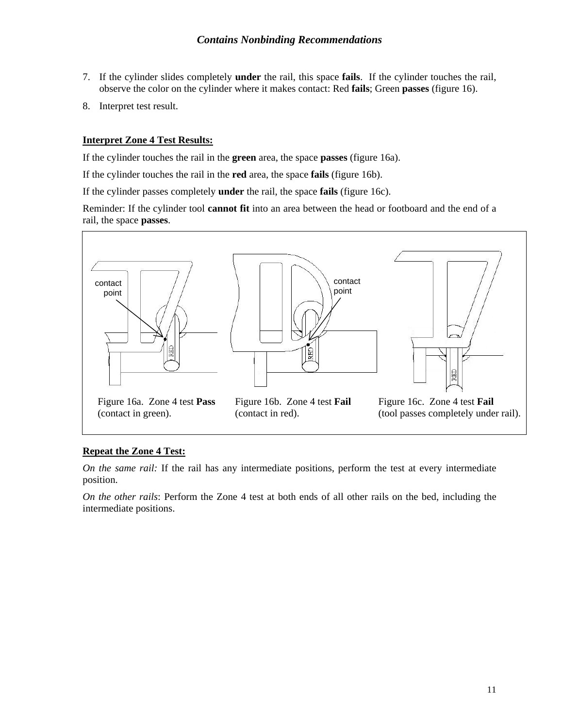7. If the cylinder slides completely **under** the rail, this space **fails**. If the cylinder touches the rail, observe the color on the cylinder where it makes contact: Red **fails**; Green **passes** (figure 16).
8. Interpret test result.

**Interpret Zone 4 Test Results:**

If the cylinder touches the rail in the **green** area, the space **passes** (figure 16a).

If the cylinder touches the rail in the **red** area, the space **fails** (figure 16b).

If the cylinder passes completely **under** the rail, the space **fails** (figure 16c).

Reminder: If the cylinder tool **cannot fit** into an area between the head or footboard and the end of a rail, the space **passes**.

contact point

contact point

Figure 16a. Zone 4 test **Pass** (contact in green).

Figure 16b. Zone 4 test **Fail** (contact in red).

Figure 16c. Zone 4 test **Fail** (tool passes completely under rail).

**Repeat the Zone 4 Test:**

*On the same rail:* If the rail has any intermediate positions, perform the test at every intermediate position.

*On the other rails*: Perform the Zone 4 test at both ends of all other rails on the bed, including the intermediate positions.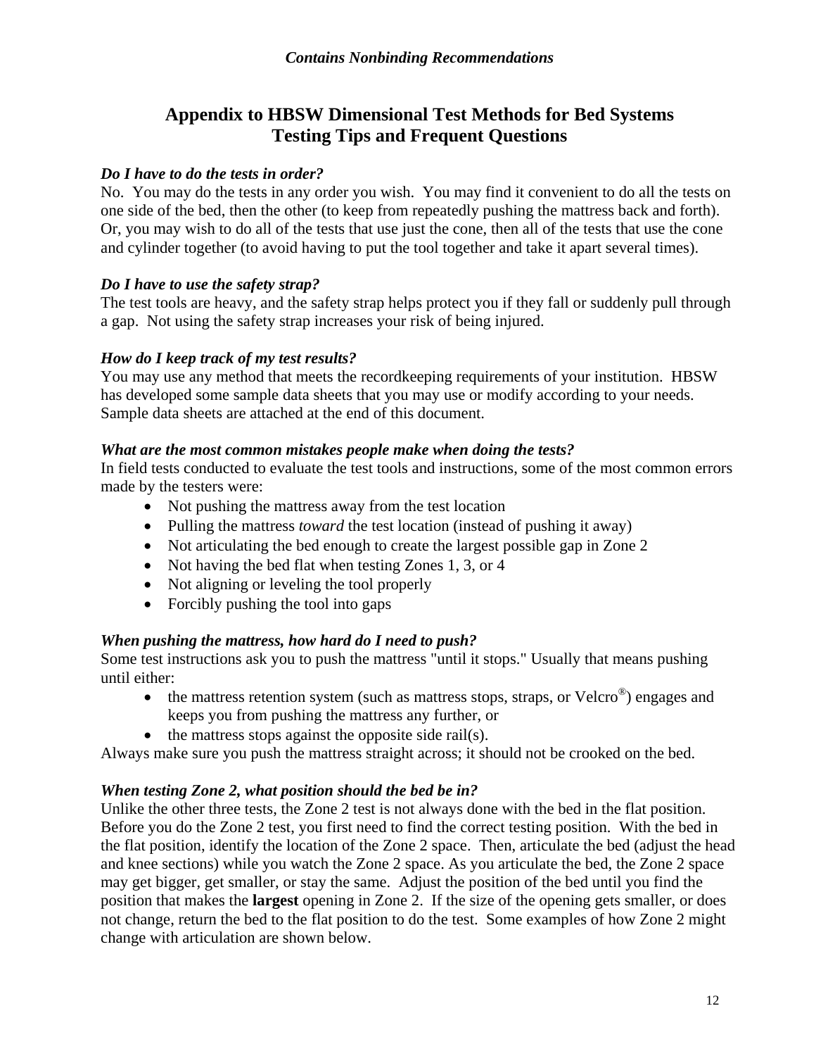# Appendix to HBSW Dimensional Test Methods for Bed Systems
# Testing Tips and Frequent Questions

***Do I have to do the tests in order?***

No. You may do the tests in any order you wish. You may find it convenient to do all the tests on one side of the bed, then the other (to keep from repeatedly pushing the mattress back and forth). Or, you may wish to do all of the tests that use just the cone, then all of the tests that use the cone and cylinder together (to avoid having to put the tool together and take it apart several times).

***Do I have to use the safety strap?***

The test tools are heavy, and the safety strap helps protect you if they fall or suddenly pull through a gap. Not using the safety strap increases your risk of being injured.

***How do I keep track of my test results?***

You may use any method that meets the recordkeeping requirements of your institution. HBSW has developed some sample data sheets that you may use or modify according to your needs. Sample data sheets are attached at the end of this document.

***What are the most common mistakes people make when doing the tests?***

In field tests conducted to evaluate the test tools and instructions, some of the most common errors made by the testers were:

- Not pushing the mattress away from the test location
- Pulling the mattress *toward* the test location (instead of pushing it away)
- Not articulating the bed enough to create the largest possible gap in Zone 2
- Not having the bed flat when testing Zones 1, 3, or 4
- Not aligning or leveling the tool properly
- Forcibly pushing the tool into gaps

***When pushing the mattress, how hard do I need to push?***

Some test instructions ask you to push the mattress "until it stops." Usually that means pushing until either:

- the mattress retention system (such as mattress stops, straps, or Velcro®) engages and keeps you from pushing the mattress any further, or
- the mattress stops against the opposite side rail(s).

Always make sure you push the mattress straight across; it should not be crooked on the bed.

***When testing Zone 2, what position should the bed be in?***

Unlike the other three tests, the Zone 2 test is not always done with the bed in the flat position. Before you do the Zone 2 test, you first need to find the correct testing position. With the bed in the flat position, identify the location of the Zone 2 space. Then, articulate the bed (adjust the head and knee sections) while you watch the Zone 2 space. As you articulate the bed, the Zone 2 space may get bigger, get smaller, or stay the same. Adjust the position of the bed until you find the position that makes the **largest** opening in Zone 2. If the size of the opening gets smaller, or does not change, return the bed to the flat position to do the test. Some examples of how Zone 2 might change with articulation are shown below.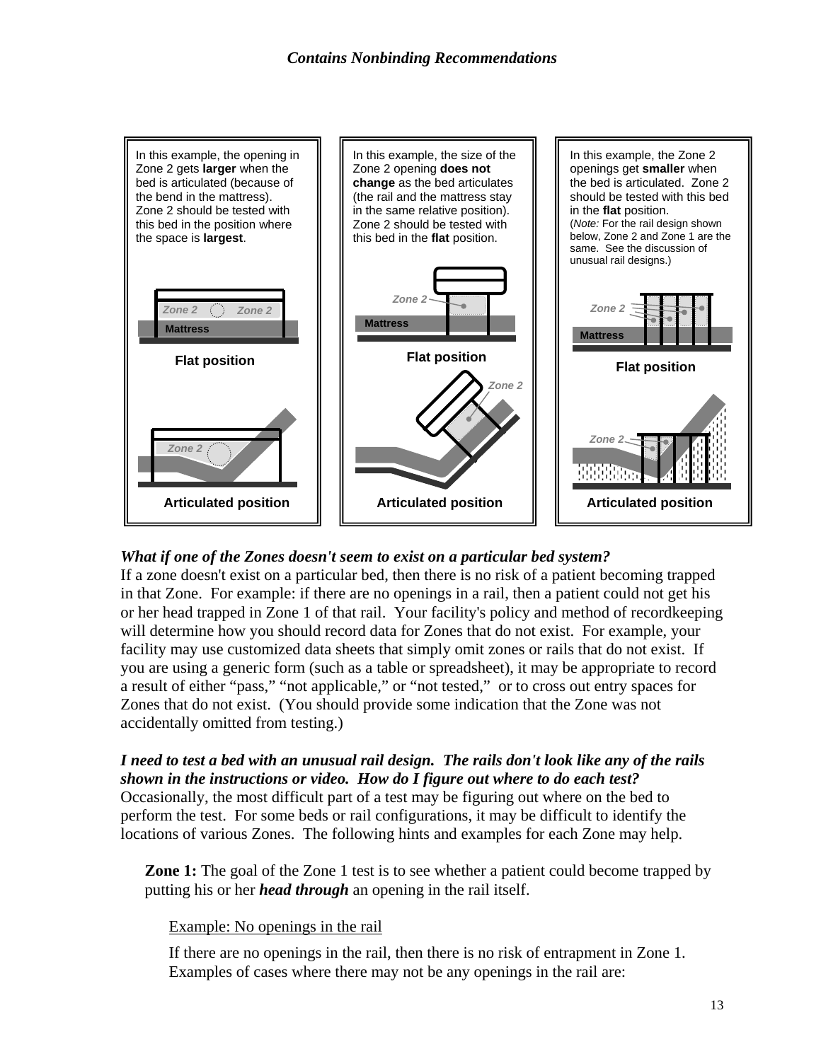In this example, the opening in Zone 2 gets **larger** when the bed is articulated (because of the bend in the mattress). Zone 2 should be tested with this bed in the position where the space is **largest**.

Zone 2 Zone 2
Mattress

**Flat position**

Zone 2

**Articulated position**

In this example, the size of the Zone 2 opening **does not change** as the bed articulates (the rail and the mattress stay in the same relative position). Zone 2 should be tested with this bed in the **flat** position.

Zone 2
Mattress

**Flat position**

Zone 2

**Articulated position**

In this example, the Zone 2 openings get **smaller** when the bed is articulated. Zone 2 should be tested with this bed in the **flat** position.
(*Note:* For the rail design shown below, Zone 2 and Zone 1 are the same. See the discussion of unusual rail designs.)

Zone 2
Mattress

**Flat position**

Zone 2

**Articulated position**

***What if one of the Zones doesn't seem to exist on a particular bed system?***
If a zone doesn't exist on a particular bed, then there is no risk of a patient becoming trapped in that Zone. For example: if there are no openings in a rail, then a patient could not get his or her head trapped in Zone 1 of that rail. Your facility's policy and method of recordkeeping will determine how you should record data for Zones that do not exist. For example, your facility may use customized data sheets that simply omit zones or rails that do not exist. If you are using a generic form (such as a table or spreadsheet), it may be appropriate to record a result of either "pass," "not applicable," or "not tested," or to cross out entry spaces for Zones that do not exist. (You should provide some indication that the Zone was not accidentally omitted from testing.)

***I need to test a bed with an unusual rail design. The rails don't look like any of the rails shown in the instructions or video. How do I figure out where to do each test?***
Occasionally, the most difficult part of a test may be figuring out where on the bed to perform the test. For some beds or rail configurations, it may be difficult to identify the locations of various Zones. The following hints and examples for each Zone may help.

**Zone 1:** The goal of the Zone 1 test is to see whether a patient could become trapped by putting his or her ***head through*** an opening in the rail itself.

Example: No openings in the rail

If there are no openings in the rail, then there is no risk of entrapment in Zone 1. Examples of cases where there may not be any openings in the rail are: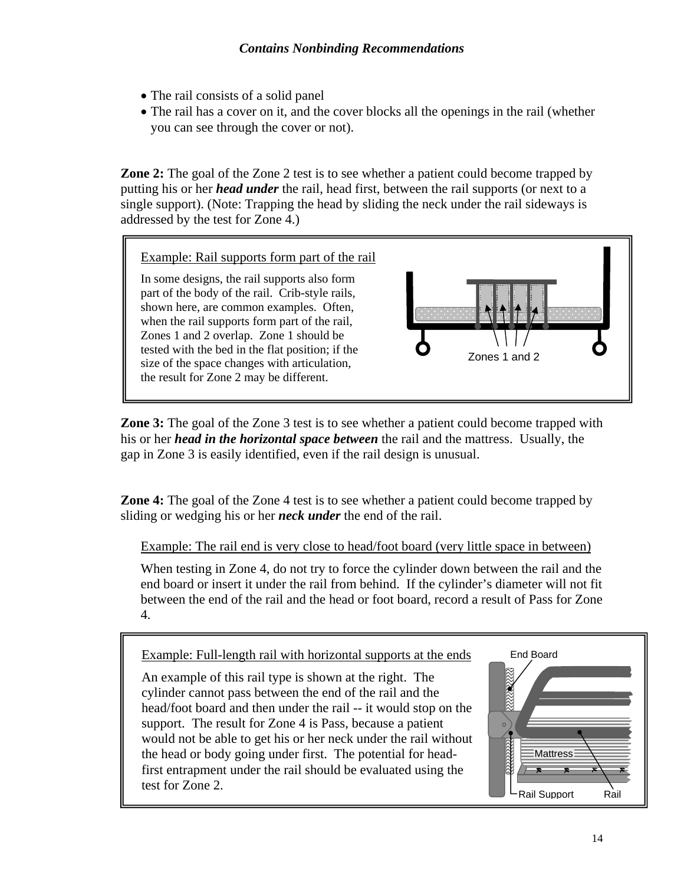- The rail consists of a solid panel
- The rail has a cover on it, and the cover blocks all the openings in the rail (whether you can see through the cover or not).

**Zone 2:** The goal of the Zone 2 test is to see whether a patient could become trapped by putting his or her ***head under*** the rail, head first, between the rail supports (or next to a single support). (Note: Trapping the head by sliding the neck under the rail sideways is addressed by the test for Zone 4.)

> Example: Rail supports form part of the rail
>
> In some designs, the rail supports also form part of the body of the rail. Crib-style rails, shown here, are common examples. Often, when the rail supports form part of the rail, Zones 1 and 2 overlap. Zone 1 should be tested with the bed in the flat position; if the size of the space changes with articulation, the result for Zone 2 may be different.
>
> Zones 1 and 2

**Zone 3:** The goal of the Zone 3 test is to see whether a patient could become trapped with his or her ***head in the horizontal space between*** the rail and the mattress. Usually, the gap in Zone 3 is easily identified, even if the rail design is unusual.

**Zone 4:** The goal of the Zone 4 test is to see whether a patient could become trapped by sliding or wedging his or her ***neck under*** the end of the rail.

Example: The rail end is very close to head/foot board (very little space in between)

When testing in Zone 4, do not try to force the cylinder down between the rail and the end board or insert it under the rail from behind. If the cylinder's diameter will not fit between the end of the rail and the head or foot board, record a result of Pass for Zone 4.

> Example: Full-length rail with horizontal supports at the ends
>
> An example of this rail type is shown at the right. The cylinder cannot pass between the end of the rail and the head/foot board and then under the rail -- it would stop on the support. The result for Zone 4 is Pass, because a patient would not be able to get his or her neck under the rail without the head or body going under first. The potential for head-first entrapment under the rail should be evaluated using the test for Zone 2.
>
> End Board, Mattress, Rail Support, Rail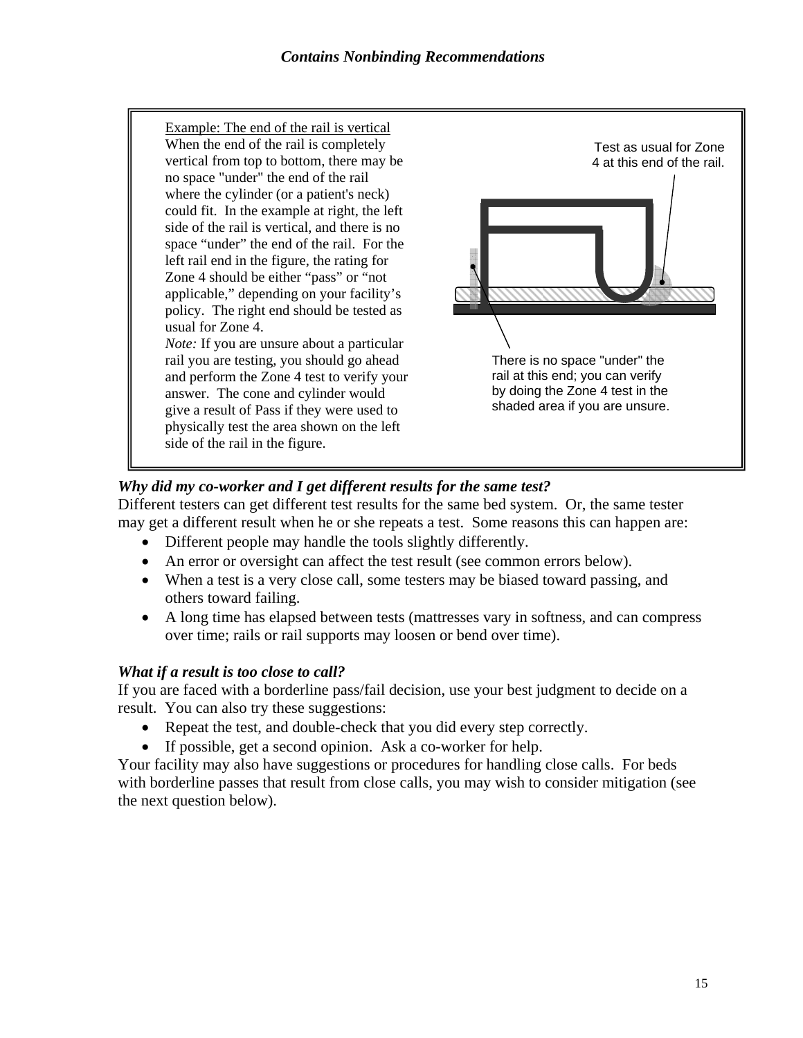Example: The end of the rail is vertical

When the end of the rail is completely vertical from top to bottom, there may be no space "under" the end of the rail where the cylinder (or a patient's neck) could fit. In the example at right, the left side of the rail is vertical, and there is no space "under" the end of the rail. For the left rail end in the figure, the rating for Zone 4 should be either "pass" or "not applicable," depending on your facility's policy. The right end should be tested as usual for Zone 4.

*Note:* If you are unsure about a particular rail you are testing, you should go ahead and perform the Zone 4 test to verify your answer. The cone and cylinder would give a result of Pass if they were used to physically test the area shown on the left side of the rail in the figure.

Test as usual for Zone 4 at this end of the rail.

There is no space "under" the rail at this end; you can verify by doing the Zone 4 test in the shaded area if you are unsure.

### *Why did my co-worker and I get different results for the same test?*

Different testers can get different test results for the same bed system. Or, the same tester may get a different result when he or she repeats a test. Some reasons this can happen are:

- Different people may handle the tools slightly differently.
- An error or oversight can affect the test result (see common errors below).
- When a test is a very close call, some testers may be biased toward passing, and others toward failing.
- A long time has elapsed between tests (mattresses vary in softness, and can compress over time; rails or rail supports may loosen or bend over time).

### *What if a result is too close to call?*

If you are faced with a borderline pass/fail decision, use your best judgment to decide on a result. You can also try these suggestions:

- Repeat the test, and double-check that you did every step correctly.
- If possible, get a second opinion. Ask a co-worker for help.

Your facility may also have suggestions or procedures for handling close calls. For beds with borderline passes that result from close calls, you may wish to consider mitigation (see the next question below).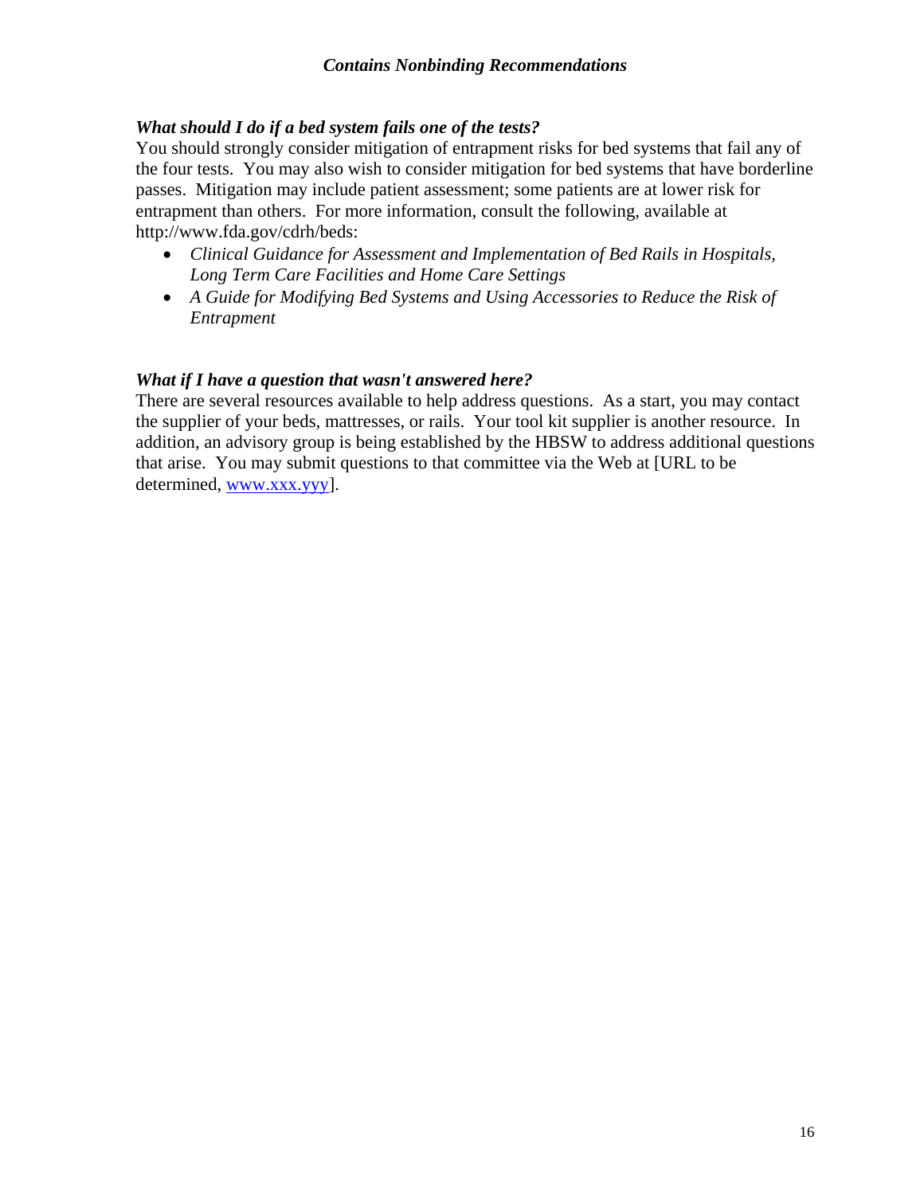***What should I do if a bed system fails one of the tests?***

You should strongly consider mitigation of entrapment risks for bed systems that fail any of the four tests. You may also wish to consider mitigation for bed systems that have borderline passes. Mitigation may include patient assessment; some patients are at lower risk for entrapment than others. For more information, consult the following, available at http://www.fda.gov/cdrh/beds:

- *Clinical Guidance for Assessment and Implementation of Bed Rails in Hospitals, Long Term Care Facilities and Home Care Settings*
- *A Guide for Modifying Bed Systems and Using Accessories to Reduce the Risk of Entrapment*

***What if I have a question that wasn't answered here?***

There are several resources available to help address questions. As a start, you may contact the supplier of your beds, mattresses, or rails. Your tool kit supplier is another resource. In addition, an advisory group is being established by the HBSW to address additional questions that arise. You may submit questions to that committee via the Web at [URL to be determined, www.xxx.yyy].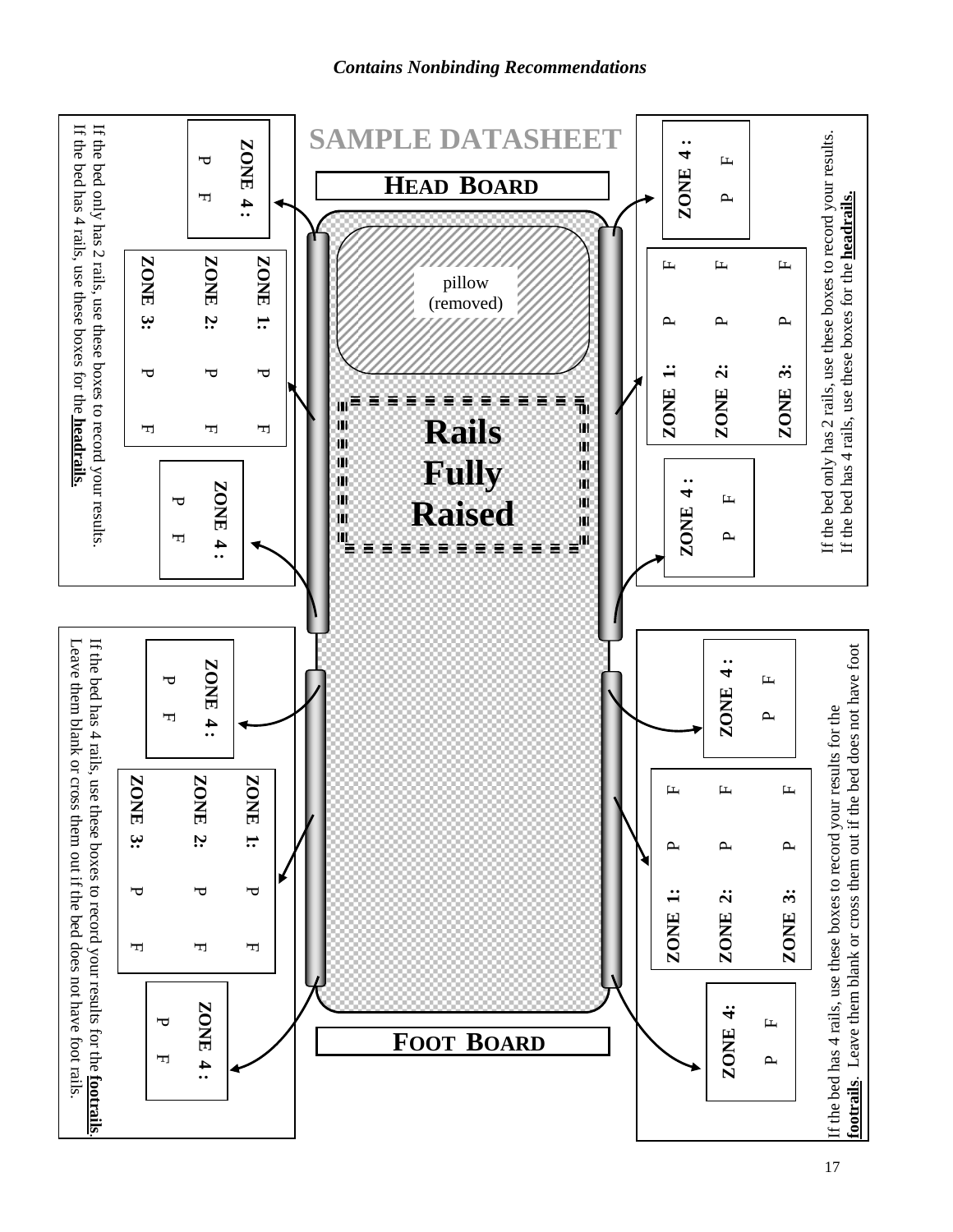*Contains Nonbinding Recommendations*

# SAMPLE DATASHEET

**HEAD BOARD**

pillow (removed)

**Rails Fully Raised**

**FOOT BOARD**

**Headrails (left side)**

**ZONE 4 :** P F

| | | |
|---|---|---|
| **ZONE 1:** | P | F |
| **ZONE 2:** | P | F |
| **ZONE 3:** | P | F |

**ZONE 4 :** P F

If the bed only has 2 rails, use these boxes to record your results.
If the bed has 4 rails, use these boxes for the **headrails.**

**Headrails (right side)**

**ZONE 4 :** P F

| | | |
|---|---|---|
| **ZONE 1:** | P | F |
| **ZONE 2:** | P | F |
| **ZONE 3:** | P | F |

**ZONE 4 :** P F

If the bed only has 2 rails, use these boxes to record your results.
If the bed has 4 rails, use these boxes for the **headrails.**

**Footrails (left side)**

**ZONE 4 :** P F

| | | |
|---|---|---|
| **ZONE 1:** | P | F |
| **ZONE 2:** | P | F |
| **ZONE 3:** | P | F |

**ZONE 4 :** P F

If the bed has 4 rails, use these boxes to record your results for the **footrails**.
Leave them blank or cross them out if the bed does not have foot rails.

**Footrails (right side)**

**ZONE 4 :** P F

| | | |
|---|---|---|
| **ZONE 1:** | P | F |
| **ZONE 2:** | P | F |
| **ZONE 3:** | P | F |

**ZONE 4:** P F

If the bed has 4 rails, use these boxes to record your results for the **footrails**. Leave them blank or cross them out if the bed does not have foot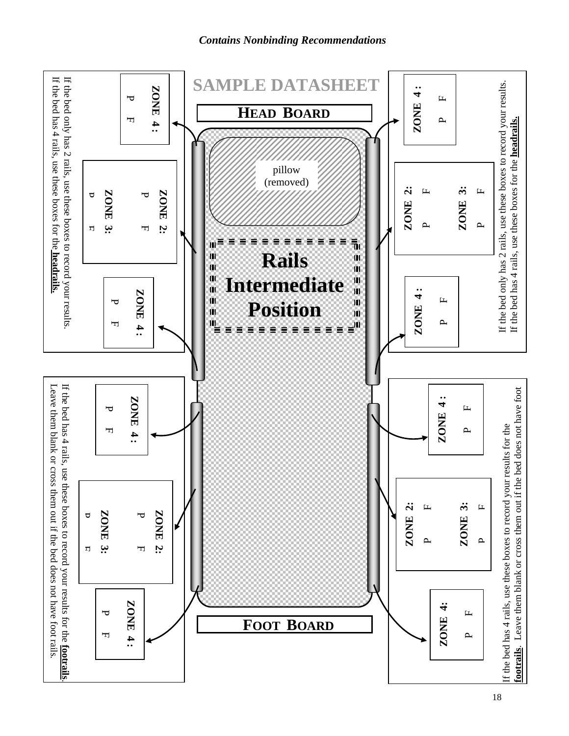*Contains Nonbinding Recommendations*

# SAMPLE DATASHEET

**HEAD BOARD**

pillow (removed)

**Rails Intermediate Position**

**FOOT BOARD**

**ZONE 4 :** P F

**ZONE 2:** P F

**ZONE 3:** P F

**ZONE 4 :** P F

If the bed only has 2 rails, use these boxes to record your results.
If the bed has 4 rails, use these boxes for the **headrails.**

**ZONE 4 :** P F

**ZONE 2:** P F

**ZONE 3:** P F

**ZONE 4 :** P F

If the bed only has 2 rails, use these boxes to record your results.
If the bed has 4 rails, use these boxes for the **headrails.**

**ZONE 4 :** P F

**ZONE 2:** P F

**ZONE 3:** P F

**ZONE 4 :** P F

If the bed has 4 rails, use these boxes to record your results for the **footrails**.
Leave them blank or cross them out if the bed does not have foot rails.

**ZONE 4 :** P F

**ZONE 2:** P F

**ZONE 3:** P F

**ZONE 4:** P F

If the bed has 4 rails, use these boxes to record your results for the **footrails**. Leave them blank or cross them out if the bed does not have foot